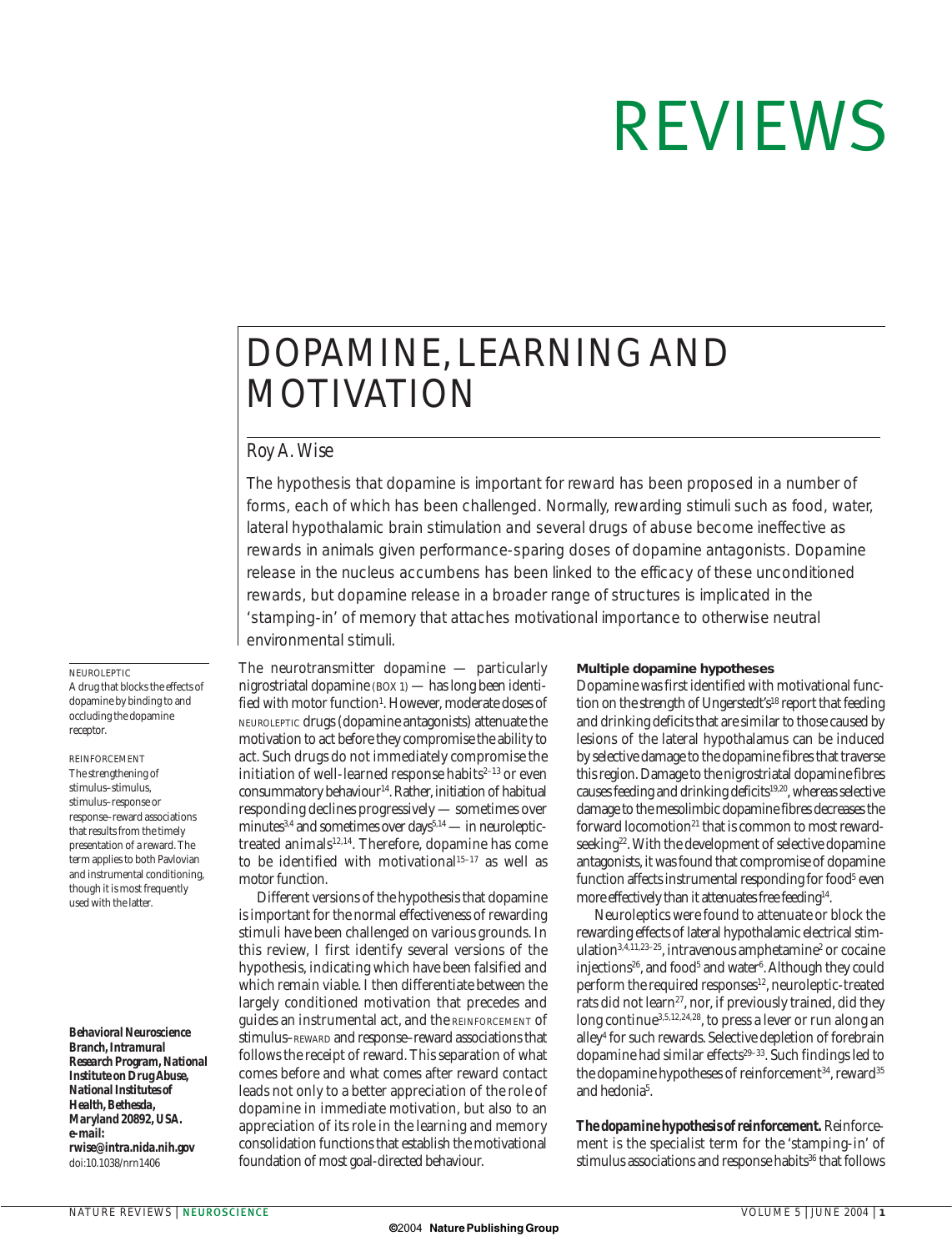# DOPAMINE, LEARNING AND MOTIVATION

*Roy A. Wise*

The hypothesis that dopamine is important for reward has been proposed in a number of forms, each of which has been challenged. Normally, rewarding stimuli such as food, water, lateral hypothalamic brain stimulation and several drugs of abuse become ineffective as rewards in animals given performance-sparing doses of dopamine antagonists. Dopamine release in the nucleus accumbens has been linked to the efficacy of these unconditioned rewards, but dopamine release in a broader range of structures is implicated in the 'stamping-in' of memory that attaches motivational importance to otherwise neutral environmental stimuli.

NEUROLEPTIC
A drug that blocks the effects of dopamine by binding to and occluding the dopamine receptor.

REINFORCEMENT
The strengthening of stimulus–stimulus, stimulus–response or response–reward associations that results from the timely presentation of a reward. The term applies to both Pavlovian and instrumental conditioning, though it is most frequently used with the latter.

*Behavioral Neuroscience Branch, Intramural Research Program, National Institute on Drug Abuse, National Institutes of Health, Bethesda, Maryland 20892, USA.*
*e-mail: rwise@intra.nida.nih.gov*
doi:10.1038/nrn1406

The neurotransmitter dopamine — particularly nigrostriatal dopamine (BOX 1) — has long been identified with motor function[1]. However, moderate doses of NEUROLEPTIC drugs (dopamine antagonists) attenuate the motivation to act before they compromise the ability to act. Such drugs do not immediately compromise the initiation of well-learned response habits[2–13] or even consummatory behaviour[14]. Rather, initiation of habitual responding declines progressively — sometimes over minutes[3,4] and sometimes over days[5,14] — in neuroleptic-treated animals[12,14]. Therefore, dopamine has come to be identified with motivational[15–17] as well as motor function.

Different versions of the hypothesis that dopamine is important for the normal effectiveness of rewarding stimuli have been challenged on various grounds. In this review, I first identify several versions of the hypothesis, indicating which have been falsified and which remain viable. I then differentiate between the largely conditioned motivation that precedes and guides an instrumental act, and the REINFORCEMENT of stimulus–REWARD and response–reward associations that follows the receipt of reward. This separation of what comes before and what comes after reward contact leads not only to a better appreciation of the role of dopamine in immediate motivation, but also to an appreciation of its role in the learning and memory consolidation functions that establish the motivational foundation of most goal-directed behaviour.

## Multiple dopamine hypotheses

Dopamine was first identified with motivational function on the strength of Ungerstedt's[18] report that feeding and drinking deficits that are similar to those caused by lesions of the lateral hypothalamus can be induced by selective damage to the dopamine fibres that traverse this region. Damage to the nigrostriatal dopamine fibres causes feeding and drinking deficits[19,20], whereas selective damage to the mesolimbic dopamine fibres decreases the forward locomotion[21] that is common to most reward-seeking[22]. With the development of selective dopamine antagonists, it was found that compromise of dopamine function affects instrumental responding for food[5] even more effectively than it attenuates free feeding[14].

Neuroleptics were found to attenuate or block the rewarding effects of lateral hypothalamic electrical stimulation[3,4,11,23–25], intravenous amphetamine[2] or cocaine injections[26], and food[5] and water[6]. Although they could perform the required responses[12], neuroleptic-treated rats did not learn[27], nor, if previously trained, did they long continue[3,5,12,24,28], to press a lever or run along an alley[4] for such rewards. Selective depletion of forebrain dopamine had similar effects[29–33]. Such findings led to the dopamine hypotheses of reinforcement[34], reward[35] and hedonia[5].

**The dopamine hypothesis of reinforcement.** Reinforcement is the specialist term for the 'stamping-in' of stimulus associations and response habits[36] that follows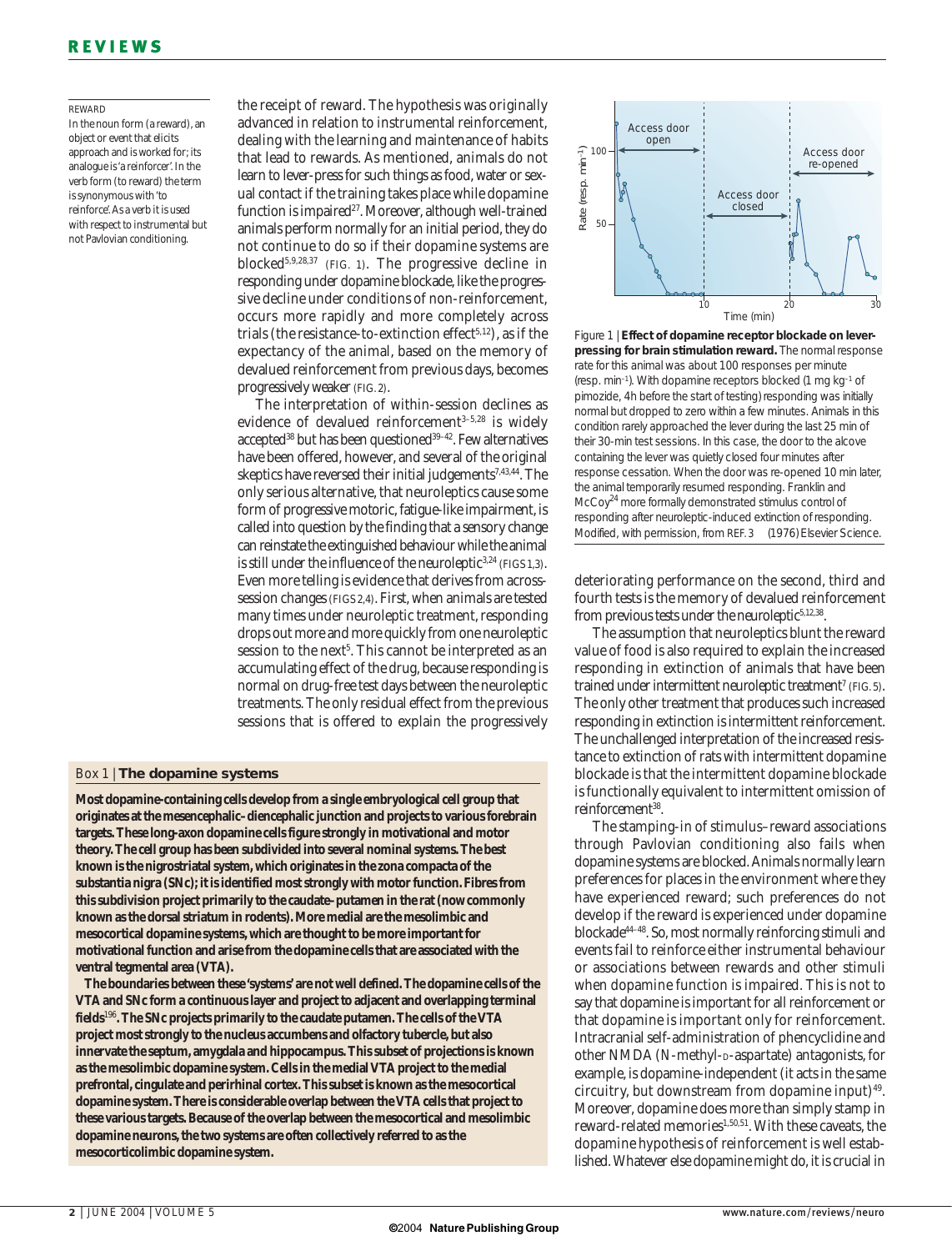REWARD
In the noun form (a reward), an object or event that elicits approach and is worked for; its analogue is 'a reinforcer'. In the verb form (to reward) the term is synonymous with 'to reinforce'. As a verb it is used with respect to instrumental but not Pavlovian conditioning.

the receipt of reward. The hypothesis was originally advanced in relation to instrumental reinforcement, dealing with the learning and maintenance of habits that lead to rewards. As mentioned, animals do not learn to lever-press for such things as food, water or sexual contact if the training takes place while dopamine function is impaired[27]. Moreover, although well-trained animals perform normally for an initial period, they do not continue to do so if their dopamine systems are blocked[5,9,28,37] (FIG. 1). The progressive decline in responding under dopamine blockade, like the progressive decline under conditions of non-reinforcement, occurs more rapidly and more completely across trials (the resistance-to-extinction effect[5,12]), as if the expectancy of the animal, based on the memory of devalued reinforcement from previous days, becomes progressively weaker (FIG. 2).

The interpretation of within-session declines as evidence of devalued reinforcement[3–5,28] is widely accepted[38] but has been questioned[39–42]. Few alternatives have been offered, however, and several of the original skeptics have reversed their initial judgements[7,43,44]. The only serious alternative, that neuroleptics cause some form of progressive motoric, fatigue-like impairment, is called into question by the finding that a sensory change can reinstate the extinguished behaviour while the animal is still under the influence of the neuroleptic[3,24] (FIGS 1,3). Even more telling is evidence that derives from across-session changes (FIGS 2,4). First, when animals are tested many times under neuroleptic treatment, responding drops out more and more quickly from one neuroleptic session to the next[5]. This cannot be interpreted as an accumulating effect of the drug, because responding is normal on drug-free test days between the neuroleptic treatments. The only residual effect from the previous sessions that is offered to explain the progressively deteriorating performance on the second, third and fourth tests is the memory of devalued reinforcement from previous tests under the neuroleptic[5,12,38].

The assumption that neuroleptics blunt the reward value of food is also required to explain the increased responding in extinction of animals that have been trained under intermittent neuroleptic treatment[7] (FIG. 5). The only other treatment that produces such increased responding in extinction is intermittent reinforcement. The unchallenged interpretation of the increased resistance to extinction of rats with intermittent dopamine blockade is that the intermittent dopamine blockade is functionally equivalent to intermittent omission of reinforcement[38].

The stamping-in of stimulus–reward associations through Pavlovian conditioning also fails when dopamine systems are blocked. Animals normally learn preferences for places in the environment where they have experienced reward; such preferences do not develop if the reward is experienced under dopamine blockade[44–48]. So, most normally reinforcing stimuli and events fail to reinforce either instrumental behaviour or associations between rewards and other stimuli when dopamine function is impaired. This is not to say that dopamine is important for all reinforcement or that dopamine is important only for reinforcement. Intracranial self-administration of phencyclidine and other NMDA (N-methyl-D-aspartate) antagonists, for example, is dopamine-independent (it acts in the same circuitry, but downstream from dopamine input)[49]. Moreover, dopamine does more than simply stamp in reward-related memories[1,50,51]. With these caveats, the dopamine hypothesis of reinforcement is well established. Whatever else dopamine might do, it is crucial in

Figure 1 | **Effect of dopamine receptor blockade on lever-pressing for brain stimulation reward.** The normal response rate for this animal was about 100 responses per minute (resp. $min^{-1}$). With dopamine receptors blocked (1 mg $kg^{-1}$ of pimozide, 4h before the start of testing) responding was initially normal but dropped to zero within a few minutes. Animals in this condition rarely approached the lever during the last 25 min of their 30-min test sessions. In this case, the door to the alcove containing the lever was quietly closed four minutes after response cessation. When the door was re-opened 10 min later, the animal temporarily resumed responding. Franklin and McCoy[24] more formally demonstrated stimulus control of responding after neuroleptic-induced extinction of responding. Modified, with permission, from REF. 3 © (1976) Elsevier Science.

### Box 1 | The dopamine systems

**Most dopamine-containing cells develop from a single embryological cell group that originates at the mesencephalic–diencephalic junction and projects to various forebrain targets. These long-axon dopamine cells figure strongly in motivational and motor theory. The cell group has been subdivided into several nominal systems. The best known is the nigrostriatal system, which originates in the zona compacta of the substantia nigra (SNc); it is identified most strongly with motor function. Fibres from this subdivision project primarily to the caudate–putamen in the rat (now commonly known as the dorsal striatum in rodents). More medial are the mesolimbic and mesocortical dopamine systems, which are thought to be more important for motivational function and arise from the dopamine cells that are associated with the ventral tegmental area (VTA).**

**The boundaries between these 'systems' are not well defined. The dopamine cells of the VTA and SNc form a continuous layer and project to adjacent and overlapping terminal fields[196]. The SNc projects primarily to the caudate putamen. The cells of the VTA project most strongly to the nucleus accumbens and olfactory tubercle, but also innervate the septum, amygdala and hippocampus. This subset of projections is known as the mesolimbic dopamine system. Cells in the medial VTA project to the medial prefrontal, cingulate and perirhinal cortex. This subset is known as the mesocortical dopamine system. There is considerable overlap between the VTA cells that project to these various targets. Because of the overlap between the mesocortical and mesolimbic dopamine neurons, the two systems are often collectively referred to as the mesocorticolimbic dopamine system.**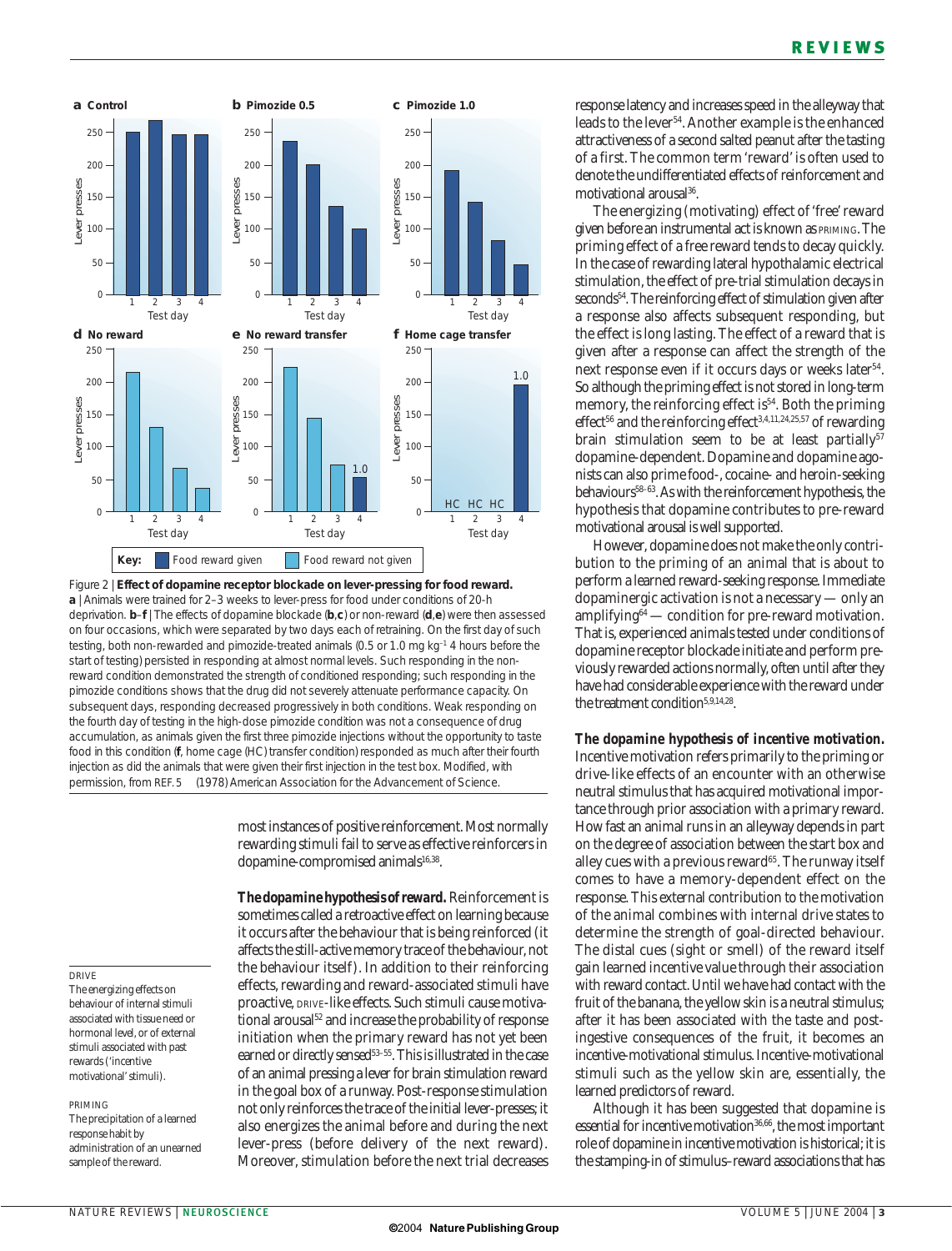Figure 2 | **Effect of dopamine receptor blockade on lever-pressing for food reward.** **a** | Animals were trained for 2–3 weeks to lever-press for food under conditions of 20-h deprivation. **b**–**f** | The effects of dopamine blockade (**b**,**c**) or non-reward (**d**,**e**) were then assessed on four occasions, which were separated by two days each of retraining. On the first day of such testing, both non-rewarded and pimozide-treated animals (0.5 or 1.0 mg $kg^{-1}$ 4 hours before the start of testing) persisted in responding at almost normal levels. Such responding in the non-reward condition demonstrated the strength of conditioned responding; such responding in the pimozide conditions shows that the drug did not severely attenuate performance capacity. On subsequent days, responding decreased progressively in both conditions. Weak responding on the fourth day of testing in the high-dose pimozide condition was not a consequence of drug accumulation, as animals given the first three pimozide injections without the opportunity to taste food in this condition (**f**, home cage (HC) transfer condition) responded as much after their fourth injection as did the animals that were given their first injection in the test box. Modified, with permission, from REF. 5 (1978) American Association for the Advancement of Science.

most instances of positive reinforcement. Most normally rewarding stimuli fail to serve as effective reinforcers in dopamine-compromised animals[16,38].

**The dopamine hypothesis of reward.** Reinforcement is sometimes called a retroactive effect on learning because it occurs after the behaviour that is being reinforced (it affects the still-active memory trace of the behaviour, not the behaviour itself). In addition to their reinforcing effects, rewarding and reward-associated stimuli have proactive, DRIVE-like effects. Such stimuli cause motivational arousal[52] and increase the probability of response initiation when the primary reward has not yet been earned or directly sensed[53–55]. This is illustrated in the case of an animal pressing a lever for brain stimulation reward in the goal box of a runway. Post-response stimulation not only reinforces the trace of the initial lever-presses; it also energizes the animal before and during the next lever-press (before delivery of the next reward). Moreover, stimulation before the next trial decreases response latency and increases speed in the alleyway that leads to the lever[54]. Another example is the enhanced attractiveness of a second salted peanut after the tasting of a first. The common term 'reward' is often used to denote the undifferentiated effects of reinforcement and motivational arousal[36].

DRIVE
The energizing effects on behaviour of internal stimuli associated with tissue need or hormonal level, or of external stimuli associated with past rewards ('incentive motivational' stimuli).

PRIMING
The precipitation of a learned response habit by administration of an unearned sample of the reward.

The energizing (motivating) effect of 'free' reward given before an instrumental act is known as PRIMING. The priming effect of a free reward tends to decay quickly. In the case of rewarding lateral hypothalamic electrical stimulation, the effect of pre-trial stimulation decays in seconds[54]. The reinforcing effect of stimulation given after a response also affects subsequent responding, but the effect is long lasting. The effect of a reward that is given after a response can affect the strength of the next response even if it occurs days or weeks later[54]. So although the priming effect is not stored in long-term memory, the reinforcing effect is[54]. Both the priming effect[56] and the reinforcing effect[3,4,11,24,25,57] of rewarding brain stimulation seem to be at least partially[57] dopamine-dependent. Dopamine and dopamine agonists can also prime food-, cocaine- and heroin-seeking behaviours[58–63]. As with the reinforcement hypothesis, the hypothesis that dopamine contributes to pre-reward motivational arousal is well supported.

However, dopamine does not make the only contribution to the priming of an animal that is about to perform a learned reward-seeking response. Immediate dopaminergic activation is not a necessary — only an amplifying[64] — condition for pre-reward motivation. That is, experienced animals tested under conditions of dopamine receptor blockade initiate and perform previously rewarded actions normally, often until after they have had considerable experience with the reward under the treatment condition[5,9,14,28].

**The dopamine hypothesis of incentive motivation.** Incentive motivation refers primarily to the priming or drive-like effects of an encounter with an otherwise neutral stimulus that has acquired motivational importance through prior association with a primary reward. How fast an animal runs in an alleyway depends in part on the degree of association between the start box and alley cues with a previous reward[65]. The runway itself comes to have a memory-dependent effect on the response. This external contribution to the motivation of the animal combines with internal drive states to determine the strength of goal-directed behaviour. The distal cues (sight or smell) of the reward itself gain learned incentive value through their association with reward contact. Until we have had contact with the fruit of the banana, the yellow skin is a neutral stimulus; after it has been associated with the taste and post-ingestive consequences of the fruit, it becomes an incentive-motivational stimulus. Incentive-motivational stimuli such as the yellow skin are, essentially, the learned predictors of reward.

Although it has been suggested that dopamine is essential for incentive motivation[36,66], the most important role of dopamine in incentive motivation is historical; it is the stamping-in of stimulus–reward associations that has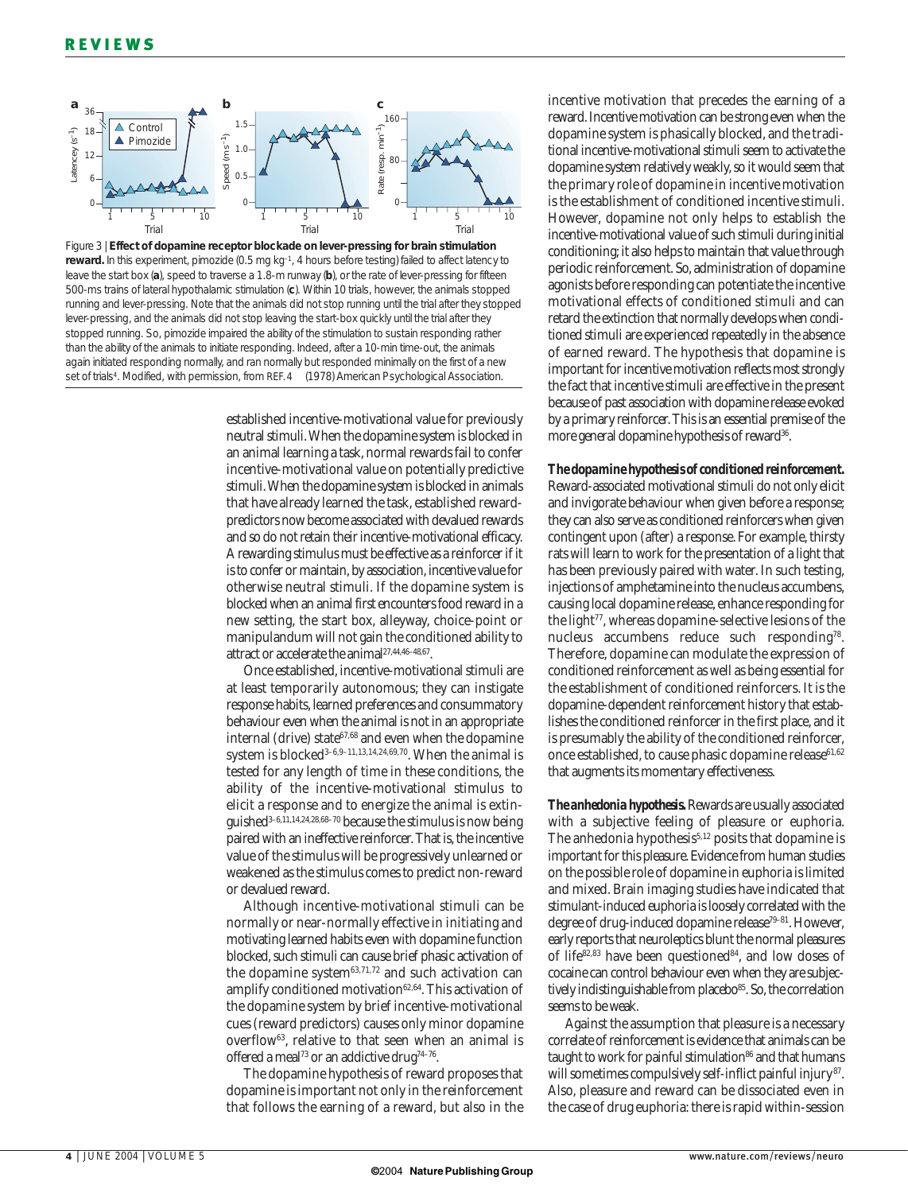a

Latency (s⁻¹)

36

18

12

6

0

1 5 10

Trial

Control

Pimozide

b

Speed (m s⁻¹)

1.5

1.0

0.5

0

1 5 10

Trial

c

Rate (resp. min⁻¹)

160

80

0

1 5 10

Trial

Figure 3 | **Effect of dopamine receptor blockade on lever-pressing for brain stimulation reward.** In this experiment, pimozide (0.5 mg kg$^{-1}$, 4 hours before testing) failed to affect latency to leave the start box (**a**), speed to traverse a 1.8-m runway (**b**), or the rate of lever-pressing for fifteen 500-ms trains of lateral hypothalamic stimulation (**c**). Within 10 trials, however, the animals stopped running and lever-pressing. Note that the animals did not stop running until the trial after they stopped lever-pressing, and the animals did not stop leaving the start-box quickly until the trial after they stopped running. So, pimozide impaired the ability of the stimulation to sustain responding rather than the ability of the animals to initiate responding. Indeed, after a 10-min time-out, the animals again initiated responding normally, and ran normally but responded minimally on the first of a new set of trials[4]. Modified, with permission, from REF. 4 © (1978) American Psychological Association.

established incentive-motivational value for previously neutral stimuli. When the dopamine system is blocked in an animal learning a task, normal rewards fail to confer incentive-motivational value on potentially predictive stimuli. When the dopamine system is blocked in animals that have already learned the task, established reward-predictors now become associated with devalued rewards and so do not retain their incentive-motivational efficacy. A rewarding stimulus must be effective as a reinforcer if it is to confer or maintain, by association, incentive value for otherwise neutral stimuli. If the dopamine system is blocked when an animal first encounters food reward in a new setting, the start box, alleyway, choice-point or manipulandum will not gain the conditioned ability to attract or accelerate the animal[27,44,46–48,67].

Once established, incentive-motivational stimuli are at least temporarily autonomous; they can instigate response habits, learned preferences and consummatory behaviour even when the animal is not in an appropriate internal (drive) state[67,68] and even when the dopamine system is blocked[3–6,9–11,13,14,24,69,70]. When the animal is tested for any length of time in these conditions, the ability of the incentive-motivational stimulus to elicit a response and to energize the animal is extinguished[3–6,11,14,24,28,68–70] because the stimulus is now being paired with an ineffective reinforcer. That is, the incentive value of the stimulus will be progressively unlearned or weakened as the stimulus comes to predict non-reward or devalued reward.

Although incentive-motivational stimuli can be normally or near-normally effective in initiating and motivating learned habits even with dopamine function blocked, such stimuli can cause brief phasic activation of the dopamine system[63,71,72] and such activation can amplify conditioned motivation[62,64]. This activation of the dopamine system by brief incentive-motivational cues (reward predictors) causes only minor dopamine overflow[63], relative to that seen when an animal is offered a meal[73] or an addictive drug[74–76].

The dopamine hypothesis of reward proposes that dopamine is important not only in the reinforcement that follows the earning of a reward, but also in the incentive motivation that precedes the earning of a reward. Incentive motivation can be strong even when the dopamine system is phasically blocked, and the traditional incentive-motivational stimuli seem to activate the dopamine system relatively weakly, so it would seem that the primary role of dopamine in incentive motivation is the establishment of conditioned incentive stimuli. However, dopamine not only helps to establish the incentive-motivational value of such stimuli during initial conditioning; it also helps to maintain that value through periodic reinforcement. So, administration of dopamine agonists before responding can potentiate the incentive motivational effects of conditioned stimuli and can retard the extinction that normally develops when conditioned stimuli are experienced repeatedly in the absence of earned reward. The hypothesis that dopamine is important for incentive motivation reflects most strongly the fact that incentive stimuli are effective in the present because of past association with dopamine release evoked by a primary reinforcer. This is an essential premise of the more general dopamine hypothesis of reward[36].

**The dopamine hypothesis of conditioned reinforcement.** Reward-associated motivational stimuli do not only elicit and invigorate behaviour when given before a response; they can also serve as conditioned reinforcers when given contingent upon (after) a response. For example, thirsty rats will learn to work for the presentation of a light that has been previously paired with water. In such testing, injections of amphetamine into the nucleus accumbens, causing local dopamine release, enhance responding for the light[77], whereas dopamine-selective lesions of the nucleus accumbens reduce such responding[78]. Therefore, dopamine can modulate the expression of conditioned reinforcement as well as being essential for the establishment of conditioned reinforcers. It is the dopamine-dependent reinforcement history that establishes the conditioned reinforcer in the first place, and it is presumably the ability of the conditioned reinforcer, once established, to cause phasic dopamine release[61,62] that augments its momentary effectiveness.

**The anhedonia hypothesis.** Rewards are usually associated with a subjective feeling of pleasure or euphoria. The anhedonia hypothesis[5,12] posits that dopamine is important for this pleasure. Evidence from human studies on the possible role of dopamine in euphoria is limited and mixed. Brain imaging studies have indicated that stimulant-induced euphoria is loosely correlated with the degree of drug-induced dopamine release[79–81]. However, early reports that neuroleptics blunt the normal pleasures of life[82,83] have been questioned[84], and low doses of cocaine can control behaviour even when they are subjectively indistinguishable from placebo[85]. So, the correlation seems to be weak.

Against the assumption that pleasure is a necessary correlate of reinforcement is evidence that animals can be taught to work for painful stimulation[86] and that humans will sometimes compulsively self-inflict painful injury[87]. Also, pleasure and reward can be dissociated even in the case of drug euphoria: there is rapid within-session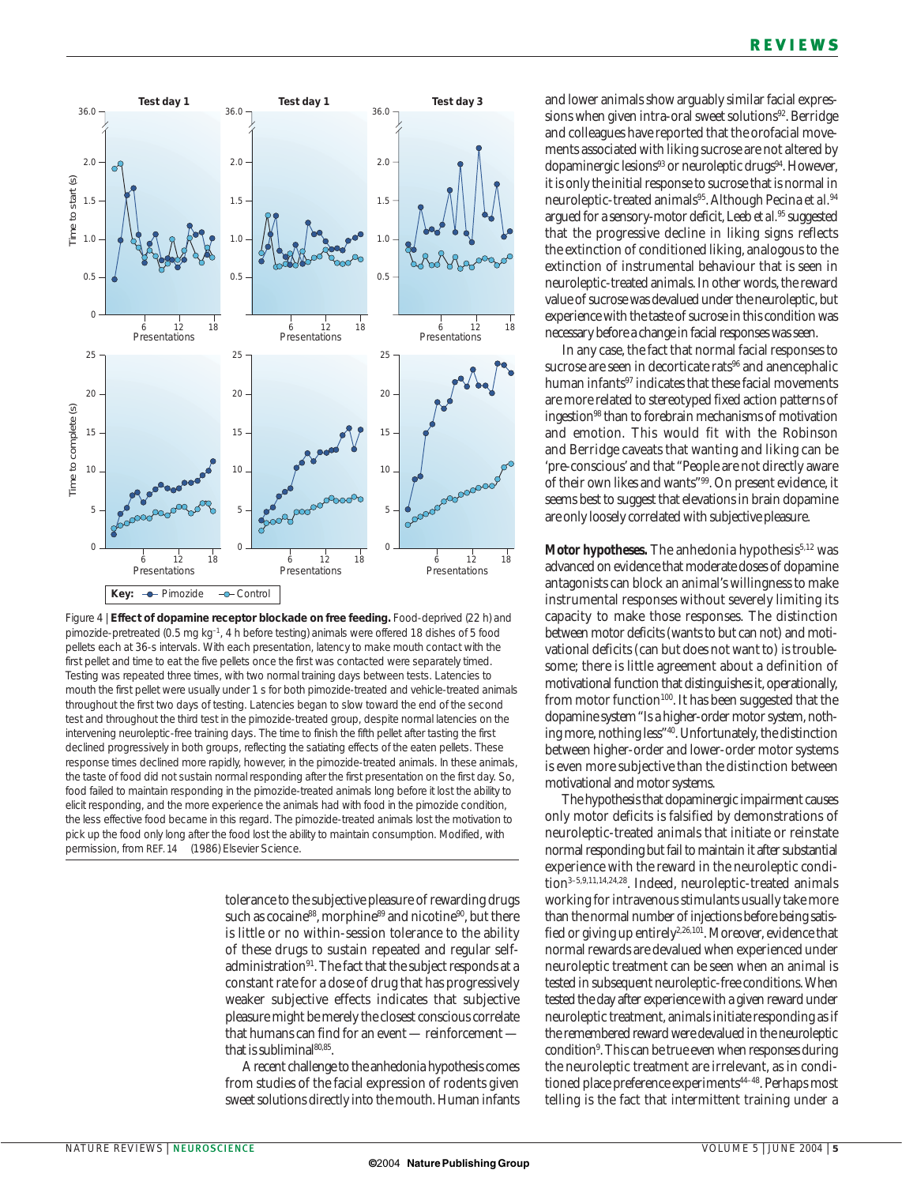Figure 4 | **Effect of dopamine receptor blockade on free feeding.** Food-deprived (22 h) and pimozide-pretreated (0.5 mg kg$^{-1}$, 4 h before testing) animals were offered 18 dishes of 5 food pellets each at 36-s intervals. With each presentation, latency to make mouth contact with the first pellet and time to eat the five pellets once the first was contacted were separately timed. Testing was repeated three times, with two normal training days between tests. Latencies to mouth the first pellet were usually under 1 s for both pimozide-treated and vehicle-treated animals throughout the first two days of testing. Latencies began to slow toward the end of the second test and throughout the third test in the pimozide-treated group, despite normal latencies on the intervening neuroleptic-free training days. The time to finish the fifth pellet after tasting the first declined progressively in both groups, reflecting the satiating effects of the eaten pellets. These response times declined more rapidly, however, in the pimozide-treated animals. In these animals, the taste of food did not sustain normal responding after the first presentation on the first day. So, food failed to maintain responding in the pimozide-treated animals long before it lost the ability to elicit responding, and the more experience the animals had with food in the pimozide condition, the less effective food became in this regard. The pimozide-treated animals lost the motivation to pick up the food only long after the food lost the ability to maintain consumption. Modified, with permission, from REF. 14 (1986) Elsevier Science.

tolerance to the subjective pleasure of rewarding drugs such as cocaine[88], morphine[89] and nicotine[90], but there is little or no within-session tolerance to the ability of these drugs to sustain repeated and regular self-administration[91]. The fact that the subject responds at a constant rate for a dose of drug that has progressively weaker subjective effects indicates that subjective pleasure might be merely the closest conscious correlate that humans can find for an event — reinforcement — that is subliminal[80,85].

A recent challenge to the anhedonia hypothesis comes from studies of the facial expression of rodents given sweet solutions directly into the mouth. Human infants and lower animals show arguably similar facial expressions when given intra-oral sweet solutions[92]. Berridge and colleagues have reported that the orofacial movements associated with liking sucrose are not altered by dopaminergic lesions[93] or neuroleptic drugs[94]. However, it is only the initial response to sucrose that is normal in neuroleptic-treated animals[95]. Although Pecina et al.[94] argued for a sensory-motor deficit, Leeb et al.[95] suggested that the progressive decline in liking signs reflects the extinction of conditioned liking, analogous to the extinction of instrumental behaviour that is seen in neuroleptic-treated animals. In other words, the reward value of sucrose was devalued under the neuroleptic, but experience with the taste of sucrose in this condition was necessary before a change in facial responses was seen.

In any case, the fact that normal facial responses to sucrose are seen in decorticate rats[96] and anencephalic human infants[97] indicates that these facial movements are more related to stereotyped fixed action patterns of ingestion[98] than to forebrain mechanisms of motivation and emotion. This would fit with the Robinson and Berridge caveats that wanting and liking can be 'pre-conscious' and that "People are not directly aware of their own likes and wants"[99]. On present evidence, it seems best to suggest that elevations in brain dopamine are only loosely correlated with subjective pleasure.

**Motor hypotheses.** The anhedonia hypothesis[5,12] was advanced on evidence that moderate doses of dopamine antagonists can block an animal's willingness to make instrumental responses without severely limiting its capacity to make those responses. The distinction between motor deficits (wants to but can not) and motivational deficits (can but does not want to) is troublesome; there is little agreement about a definition of motivational function that distinguishes it, operationally, from motor function[100]. It has been suggested that the dopamine system "Is a higher-order motor system, nothing more, nothing less"[40]. Unfortunately, the distinction between higher-order and lower-order motor systems is even more subjective than the distinction between motivational and motor systems.

The hypothesis that dopaminergic impairment causes only motor deficits is falsified by demonstrations of neuroleptic-treated animals that initiate or reinstate normal responding but fail to maintain it after substantial experience with the reward in the neuroleptic condition[3–5,9,11,14,24,28]. Indeed, neuroleptic-treated animals working for intravenous stimulants usually take more than the normal number of injections before being satisfied or giving up entirely[2,26,101]. Moreover, evidence that normal rewards are devalued when experienced under neuroleptic treatment can be seen when an animal is tested in subsequent neuroleptic-free conditions. When tested the day after experience with a given reward under neuroleptic treatment, animals initiate responding as if the remembered reward were devalued in the neuroleptic condition[9]. This can be true even when responses during the neuroleptic treatment are irrelevant, as in conditioned place preference experiments[44–48]. Perhaps most telling is the fact that intermittent training under a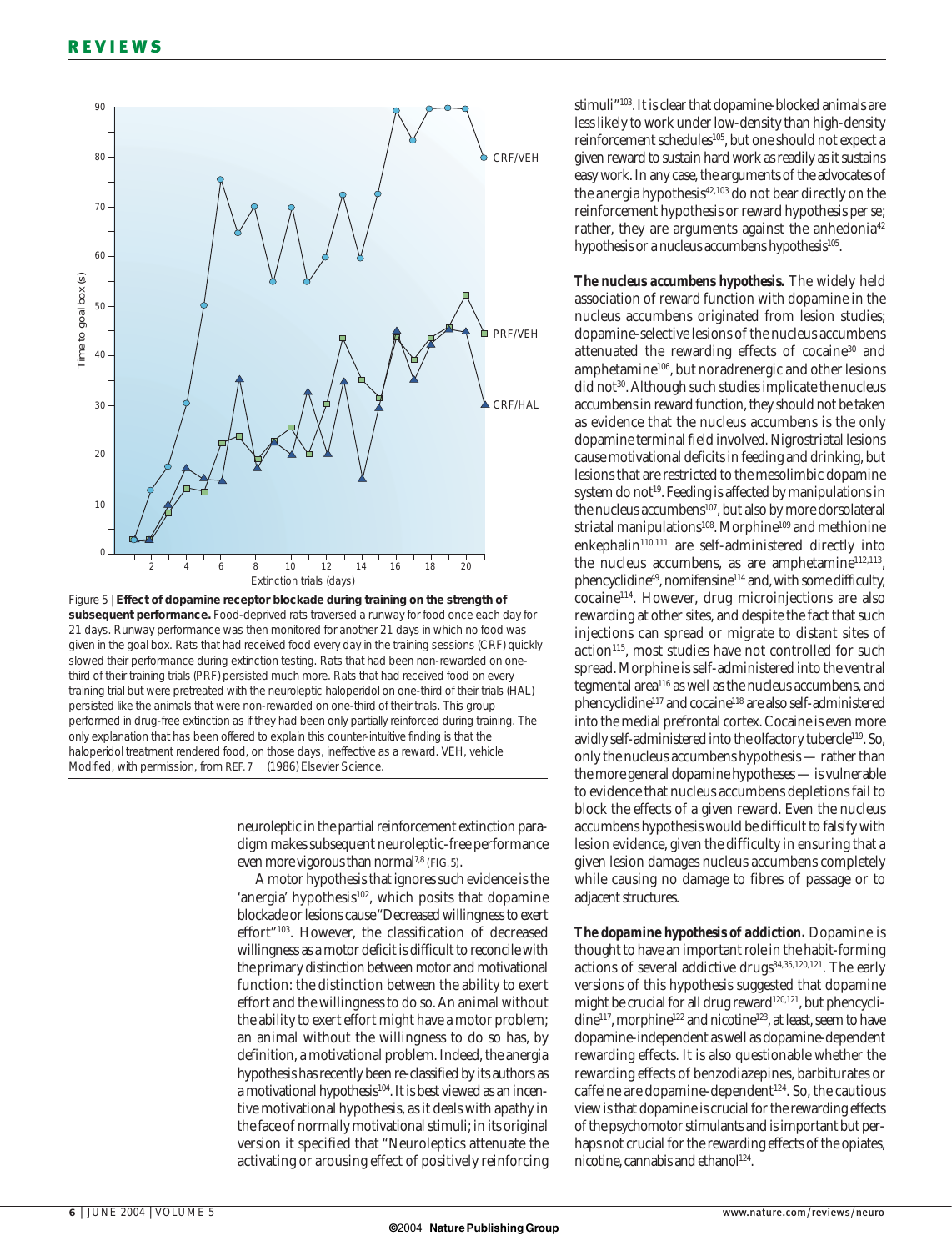Figure 5 | **Effect of dopamine receptor blockade during training on the strength of subsequent performance.** Food-deprived rats traversed a runway for food once each day for 21 days. Runway performance was then monitored for another 21 days in which no food was given in the goal box. Rats that had received food every day in the training sessions (CRF) quickly slowed their performance during extinction testing. Rats that had been non-rewarded on one-third of their training trials (PRF) persisted much more. Rats that had received food on every training trial but were pretreated with the neuroleptic haloperidol on one-third of their trials (HAL) persisted like the animals that were non-rewarded on one-third of their trials. This group performed in drug-free extinction as if they had been only partially reinforced during training. The only explanation that has been offered to explain this counter-intuitive finding is that the haloperidol treatment rendered food, on those days, ineffective as a reward. VEH, vehicle Modified, with permission, from REF. 7 (1986) Elsevier Science.

neuroleptic in the partial reinforcement extinction paradigm makes subsequent neuroleptic-free performance even more vigorous than normal[7,8] (FIG. 5).

A motor hypothesis that ignores such evidence is the 'anergia' hypothesis[102], which posits that dopamine blockade or lesions cause "Decreased willingness to exert effort"[103]. However, the classification of decreased willingness as a motor deficit is difficult to reconcile with the primary distinction between motor and motivational function: the distinction between the ability to exert effort and the willingness to do so. An animal without the ability to exert effort might have a motor problem; an animal without the willingness to do so has, by definition, a motivational problem. Indeed, the anergia hypothesis has recently been re-classified by its authors as a motivational hypothesis[104]. It is best viewed as an incentive motivational hypothesis, as it deals with apathy in the face of normally motivational stimuli; in its original version it specified that "Neuroleptics attenuate the activating or arousing effect of positively reinforcing stimuli"[103]. It is clear that dopamine-blocked animals are less likely to work under low-density than high-density reinforcement schedules[105], but one should not expect a given reward to sustain hard work as readily as it sustains easy work. In any case, the arguments of the advocates of the anergia hypothesis[42,103] do not bear directly on the reinforcement hypothesis or reward hypothesis *per se*; rather, they are arguments against the anhedonia[42] hypothesis or a nucleus accumbens hypothesis[105].

**The nucleus accumbens hypothesis.** The widely held association of reward function with dopamine in the nucleus accumbens originated from lesion studies; dopamine-selective lesions of the nucleus accumbens attenuated the rewarding effects of cocaine[30] and amphetamine[106], but noradrenergic and other lesions did not[30]. Although such studies implicate the nucleus accumbens in reward function, they should not be taken as evidence that the nucleus accumbens is the only dopamine terminal field involved. Nigrostriatal lesions cause motivational deficits in feeding and drinking, but lesions that are restricted to the mesolimbic dopamine system do not[19]. Feeding is affected by manipulations in the nucleus accumbens[107], but also by more dorsolateral striatal manipulations[108]. Morphine[109] and methionine enkephalin[110,111] are self-administered directly into the nucleus accumbens, as are amphetamine[112,113], phencyclidine[49], nomifensine[114] and, with some difficulty, cocaine[114]. However, drug microinjections are also rewarding at other sites, and despite the fact that such injections can spread or migrate to distant sites of action[115], most studies have not controlled for such spread. Morphine is self-administered into the ventral tegmental area[116] as well as the nucleus accumbens, and phencyclidine[117] and cocaine[118] are also self-administered into the medial prefrontal cortex. Cocaine is even more avidly self-administered into the olfactory tubercle[119]. So, only the nucleus accumbens hypothesis — rather than the more general dopamine hypotheses — is vulnerable to evidence that nucleus accumbens depletions fail to block the effects of a given reward. Even the nucleus accumbens hypothesis would be difficult to falsify with lesion evidence, given the difficulty in ensuring that a given lesion damages nucleus accumbens completely while causing no damage to fibres of passage or to adjacent structures.

**The dopamine hypothesis of addiction.** Dopamine is thought to have an important role in the habit-forming actions of several addictive drugs[34,35,120,121]. The early versions of this hypothesis suggested that dopamine might be crucial for all drug reward[120,121], but phencyclidine[117], morphine[122] and nicotine[123], at least, seem to have dopamine-independent as well as dopamine-dependent rewarding effects. It is also questionable whether the rewarding effects of benzodiazepines, barbiturates or caffeine are dopamine-dependent[124]. So, the cautious view is that dopamine is crucial for the rewarding effects of the psychomotor stimulants and is important but perhaps not crucial for the rewarding effects of the opiates, nicotine, cannabis and ethanol[124].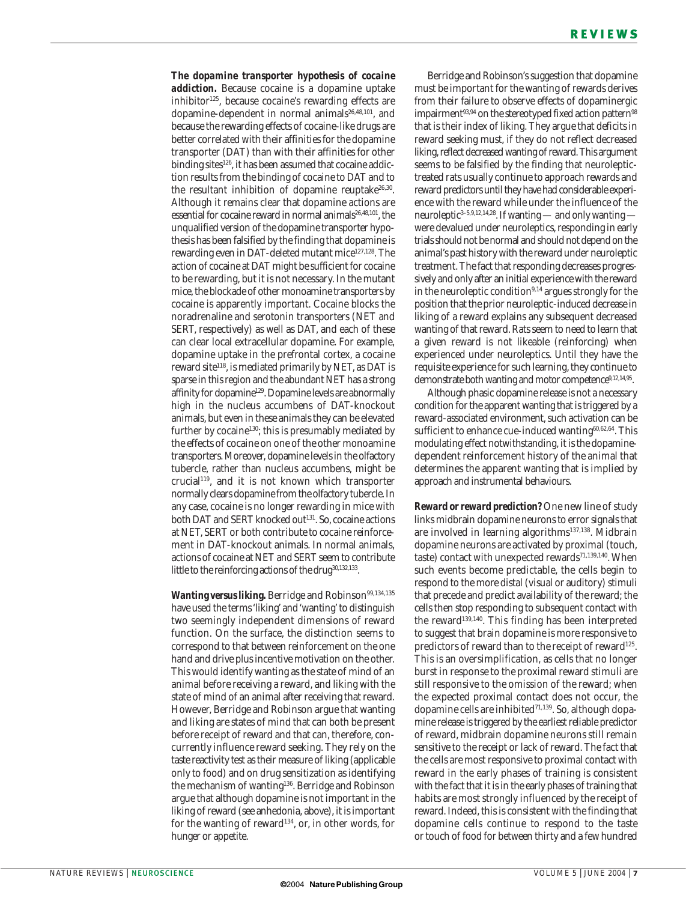***The dopamine transporter hypothesis of cocaine addiction.*** Because cocaine is a dopamine uptake inhibitor[125], because cocaine's rewarding effects are dopamine-dependent in normal animals[26,48,101], and because the rewarding effects of cocaine-like drugs are better correlated with their affinities for the dopamine transporter (DAT) than with their affinities for other binding sites[126], it has been assumed that cocaine addiction results from the binding of cocaine to DAT and to the resultant inhibition of dopamine reuptake[26,30]. Although it remains clear that dopamine actions are essential for cocaine reward in normal animals[26,48,101], the unqualified version of the dopamine transporter hypothesis has been falsified by the finding that dopamine is rewarding even in DAT-deleted mutant mice[127,128]. The action of cocaine at DAT might be sufficient for cocaine to be rewarding, but it is not necessary. In the mutant mice, the blockade of other monoamine transporters by cocaine is apparently important. Cocaine blocks the noradrenaline and serotonin transporters (NET and SERT, respectively) as well as DAT, and each of these can clear local extracellular dopamine. For example, dopamine uptake in the prefrontal cortex, a cocaine reward site[118], is mediated primarily by NET, as DAT is sparse in this region and the abundant NET has a strong affinity for dopamine[129]. Dopamine levels are abnormally high in the nucleus accumbens of DAT-knockout animals, but even in these animals they can be elevated further by cocaine[130]; this is presumably mediated by the effects of cocaine on one of the other monoamine transporters. Moreover, dopamine levels in the olfactory tubercle, rather than nucleus accumbens, might be crucial[119], and it is not known which transporter normally clears dopamine from the olfactory tubercle. In any case, cocaine is no longer rewarding in mice with both DAT and SERT knocked out[131]. So, cocaine actions at NET, SERT or both contribute to cocaine reinforcement in DAT-knockout animals. In normal animals, actions of cocaine at NET and SERT seem to contribute little to the reinforcing actions of the drug[30,132,133].

***Wanting versus liking.*** Berridge and Robinson[99,134,135] have used the terms 'liking' and 'wanting' to distinguish two seemingly independent dimensions of reward function. On the surface, the distinction seems to correspond to that between reinforcement on the one hand and drive plus incentive motivation on the other. This would identify wanting as the state of mind of an animal before receiving a reward, and liking with the state of mind of an animal after receiving that reward. However, Berridge and Robinson argue that wanting and liking are states of mind that can both be present before receipt of reward and that can, therefore, concurrently influence reward seeking. They rely on the taste reactivity test as their measure of liking (applicable only to food) and on drug sensitization as identifying the mechanism of wanting[136]. Berridge and Robinson argue that although dopamine is not important in the liking of reward (see anhedonia, above), it is important for the wanting of reward[134], or, in other words, for hunger or appetite.

Berridge and Robinson's suggestion that dopamine must be important for the wanting of rewards derives from their failure to observe effects of dopaminergic impairment[93,94] on the stereotyped fixed action pattern[98] that is their index of liking. They argue that deficits in reward seeking must, if they do not reflect decreased liking, reflect decreased wanting of reward. This argument seems to be falsified by the finding that neuroleptic-treated rats usually continue to approach rewards and reward predictors until they have had considerable experience with the reward while under the influence of the neuroleptic[3–5,9,12,14,28]. If wanting — and only wanting — were devalued under neuroleptics, responding in early trials should not be normal and should not depend on the animal's past history with the reward under neuroleptic treatment. The fact that responding decreases progressively and only after an initial experience with the reward in the neuroleptic condition[9,14] argues strongly for the position that the prior neuroleptic-induced decrease in liking of a reward explains any subsequent decreased wanting of that reward. Rats seem to need to learn that a given reward is not likeable (reinforcing) when experienced under neuroleptics. Until they have the requisite experience for such learning, they continue to demonstrate both wanting and motor competence[9,12,14,95].

Although phasic dopamine release is not a necessary condition for the apparent wanting that is triggered by a reward-associated environment, such activation can be sufficient to enhance cue-induced wanting[60,62,64]. This modulating effect notwithstanding, it is the dopamine-dependent reinforcement history of the animal that determines the apparent wanting that is implied by approach and instrumental behaviours.

***Reward or reward prediction?*** One new line of study links midbrain dopamine neurons to error signals that are involved in learning algorithms[137,138]. Midbrain dopamine neurons are activated by proximal (touch, taste) contact with unexpected rewards[71,139,140]. When such events become predictable, the cells begin to respond to the more distal (visual or auditory) stimuli that precede and predict availability of the reward; the cells then stop responding to subsequent contact with the reward[139,140]. This finding has been interpreted to suggest that brain dopamine is more responsive to predictors of reward than to the receipt of reward[125]. This is an oversimplification, as cells that no longer burst in response to the proximal reward stimuli are still responsive to the omission of the reward; when the expected proximal contact does not occur, the dopamine cells are inhibited[71,139]. So, although dopamine release is triggered by the earliest reliable predictor of reward, midbrain dopamine neurons still remain sensitive to the receipt or lack of reward. The fact that the cells are most responsive to proximal contact with reward in the early phases of training is consistent with the fact that it is in the early phases of training that habits are most strongly influenced by the receipt of reward. Indeed, this is consistent with the finding that dopamine cells continue to respond to the taste or touch of food for between thirty and a few hundred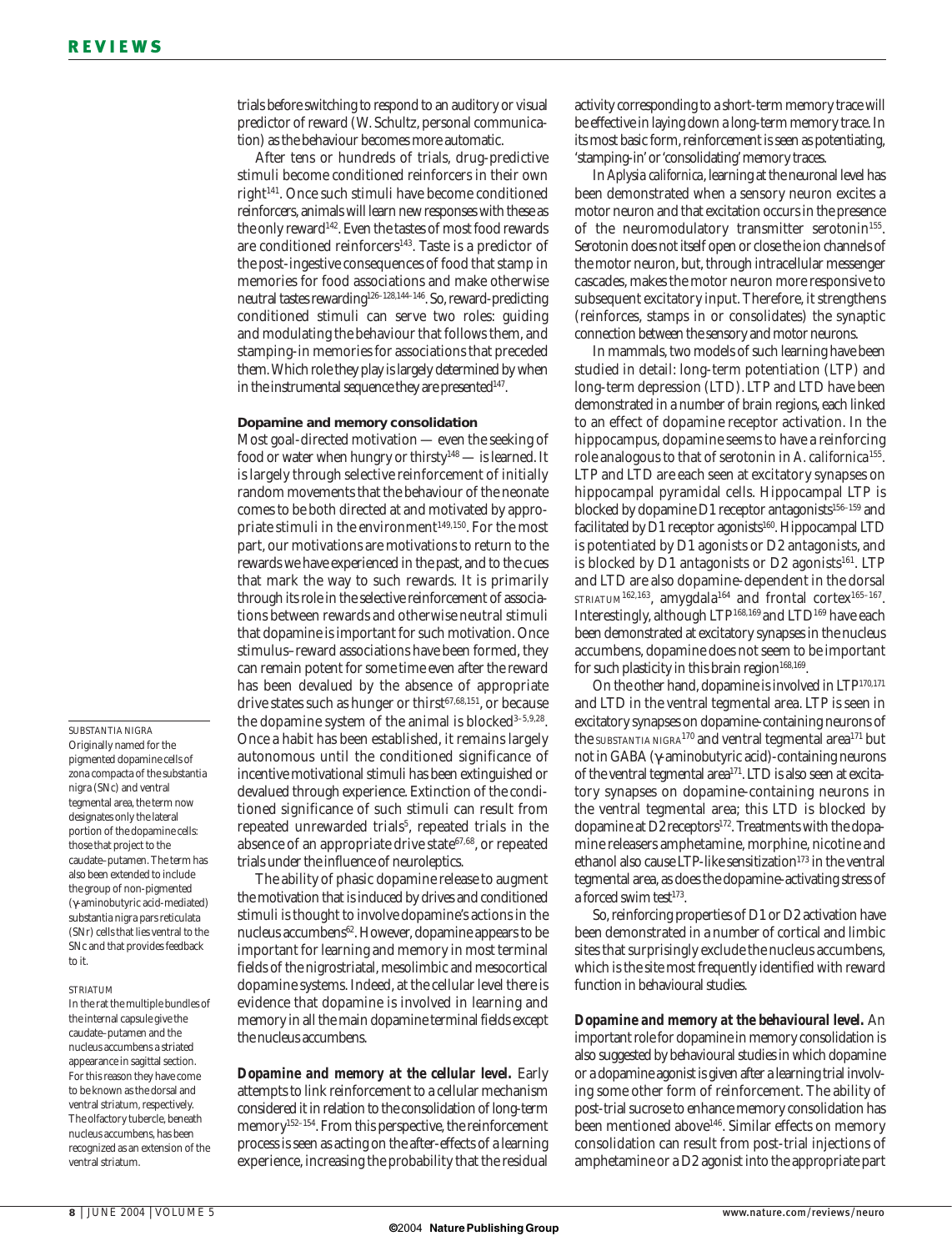trials before switching to respond to an auditory or visual predictor of reward (W. Schultz, personal communication) as the behaviour becomes more automatic.

After tens or hundreds of trials, drug-predictive stimuli become conditioned reinforcers in their own right[141]. Once such stimuli have become conditioned reinforcers, animals will learn new responses with these as the only reward[142]. Even the tastes of most food rewards are conditioned reinforcers[143]. Taste is a predictor of the post-ingestive consequences of food that stamp in memories for food associations and make otherwise neutral tastes rewarding[126–128,144–146]. So, reward-predicting conditioned stimuli can serve two roles: guiding and modulating the behaviour that follows them, and stamping-in memories for associations that preceded them. Which role they play is largely determined by when in the instrumental sequence they are presented[147].

### Dopamine and memory consolidation

Most goal-directed motivation — even the seeking of food or water when hungry or thirsty[148] — is learned. It is largely through selective reinforcement of initially random movements that the behaviour of the neonate comes to be both directed at and motivated by appropriate stimuli in the environment[149,150]. For the most part, our motivations are motivations to return to the rewards we have experienced in the past, and to the cues that mark the way to such rewards. It is primarily through its role in the selective reinforcement of associations between rewards and otherwise neutral stimuli that dopamine is important for such motivation. Once stimulus–reward associations have been formed, they can remain potent for some time even after the reward has been devalued by the absence of appropriate drive states such as hunger or thirst[67,68,151], or because the dopamine system of the animal is blocked[3–5,9,28]. Once a habit has been established, it remains largely autonomous until the conditioned significance of incentive motivational stimuli has been extinguished or devalued through experience. Extinction of the conditioned significance of such stimuli can result from repeated unrewarded trials[5], repeated trials in the absence of an appropriate drive state[67,68], or repeated trials under the influence of neuroleptics.

The ability of phasic dopamine release to augment the motivation that is induced by drives and conditioned stimuli is thought to involve dopamine's actions in the nucleus accumbens[62]. However, dopamine appears to be important for learning and memory in most terminal fields of the nigrostriatal, mesolimbic and mesocortical dopamine systems. Indeed, at the cellular level there is evidence that dopamine is involved in learning and memory in all the main dopamine terminal fields except the nucleus accumbens.

**Dopamine and memory at the cellular level.** Early attempts to link reinforcement to a cellular mechanism considered it in relation to the consolidation of long-term memory[152–154]. From this perspective, the reinforcement process is seen as acting on the after-effects of a learning experience, increasing the probability that the residual activity corresponding to a short-term memory trace will be effective in laying down a long-term memory trace. In its most basic form, reinforcement is seen as potentiating, 'stamping-in' or 'consolidating' memory traces.

In *Aplysia californica*, learning at the neuronal level has been demonstrated when a sensory neuron excites a motor neuron and that excitation occurs in the presence of the neuromodulatory transmitter serotonin[155]. Serotonin does not itself open or close the ion channels of the motor neuron, but, through intracellular messenger cascades, makes the motor neuron more responsive to subsequent excitatory input. Therefore, it strengthens (reinforces, stamps in or consolidates) the synaptic connection between the sensory and motor neurons.

In mammals, two models of such learning have been studied in detail: long-term potentiation (LTP) and long-term depression (LTD). LTP and LTD have been demonstrated in a number of brain regions, each linked to an effect of dopamine receptor activation. In the hippocampus, dopamine seems to have a reinforcing role analogous to that of serotonin in *A. californica*[155]. LTP and LTD are each seen at excitatory synapses on hippocampal pyramidal cells. Hippocampal LTP is blocked by dopamine D1 receptor antagonists[156–159] and facilitated by D1 receptor agonists[160]. Hippocampal LTD is potentiated by D1 agonists or D2 antagonists, and is blocked by D1 antagonists or D2 agonists[161]. LTP and LTD are also dopamine-dependent in the dorsal STRIATUM[162,163], amygdala[164] and frontal cortex[165–167]. Interestingly, although LTP[168,169] and LTD[169] have each been demonstrated at excitatory synapses in the nucleus accumbens, dopamine does not seem to be important for such plasticity in this brain region[168,169].

On the other hand, dopamine is involved in LTP[170,171] and LTD in the ventral tegmental area. LTP is seen in excitatory synapses on dopamine-containing neurons of the SUBSTANTIA NIGRA[170] and ventral tegmental area[171] but not in GABA (γ-aminobutyric acid)-containing neurons of the ventral tegmental area[171]. LTD is also seen at excitatory synapses on dopamine-containing neurons in the ventral tegmental area; this LTD is blocked by dopamine at D2 receptors[172]. Treatments with the dopamine releasers amphetamine, morphine, nicotine and ethanol also cause LTP-like sensitization[173] in the ventral tegmental area, as does the dopamine-activating stress of a forced swim test[173].

So, reinforcing properties of D1 or D2 activation have been demonstrated in a number of cortical and limbic sites that surprisingly exclude the nucleus accumbens, which is the site most frequently identified with reward function in behavioural studies.

**Dopamine and memory at the behavioural level.** An important role for dopamine in memory consolidation is also suggested by behavioural studies in which dopamine or a dopamine agonist is given after a learning trial involving some other form of reinforcement. The ability of post-trial sucrose to enhance memory consolidation has been mentioned above[146]. Similar effects on memory consolidation can result from post-trial injections of amphetamine or a D2 agonist into the appropriate part

SUBSTANTIA NIGRA
Originally named for the pigmented dopamine cells of zona compacta of the substantia nigra (SNc) and ventral tegmental area, the term now designates only the lateral portion of the dopamine cells: those that project to the caudate–putamen. The term has also been extended to include the group of non-pigmented (γ-aminobutyric acid-mediated) substantia nigra pars reticulata (SNr) cells that lies ventral to the SNc and that provides feedback to it.

STRIATUM
In the rat the multiple bundles of the internal capsule give the caudate–putamen and the nucleus accumbens a striated appearance in sagittal section. For this reason they have come to be known as the dorsal and ventral striatum, respectively. The olfactory tubercle, beneath nucleus accumbens, has been recognized as an extension of the ventral striatum.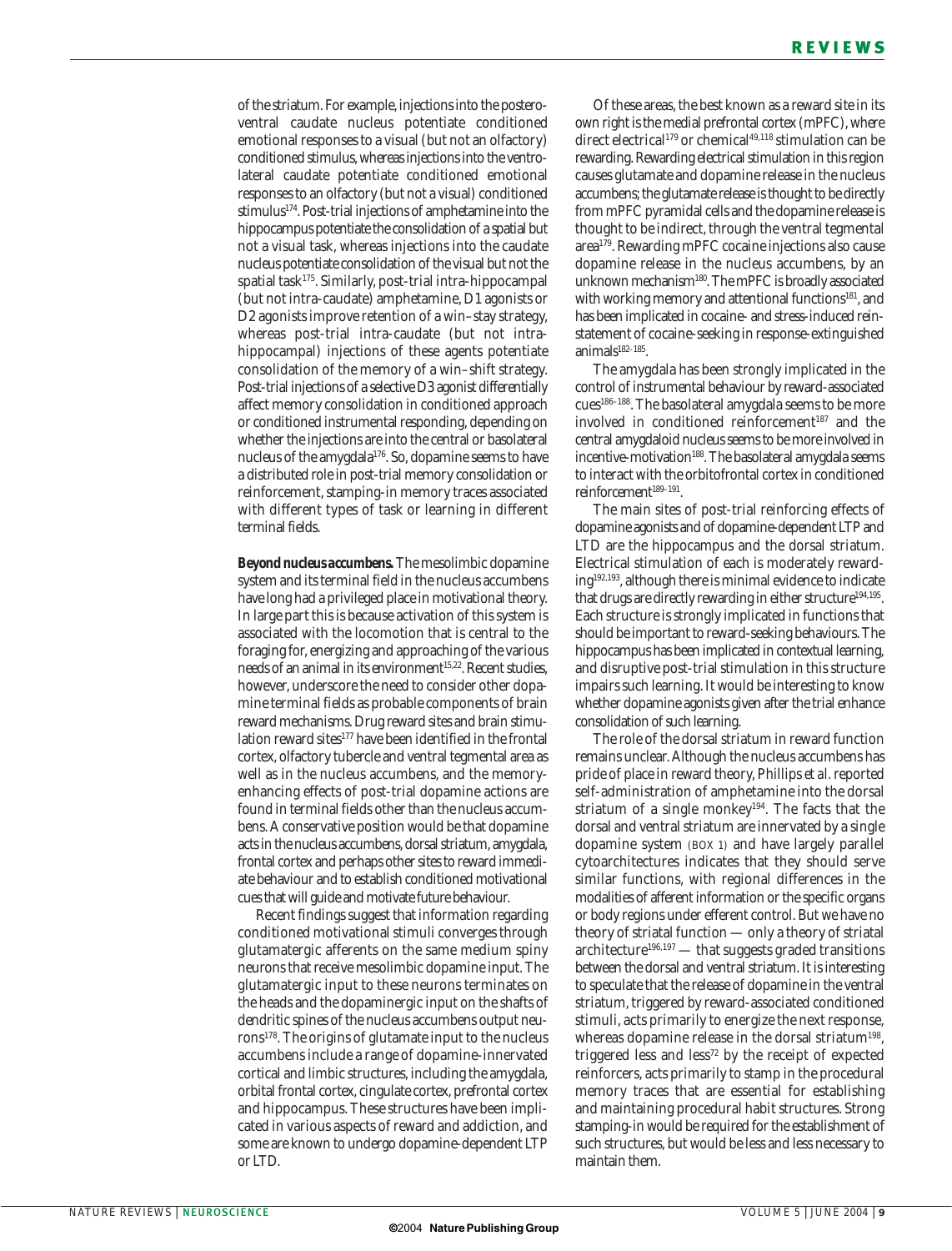of the striatum. For example, injections into the posteroventral caudate nucleus potentiate conditioned emotional responses to a visual (but not an olfactory) conditioned stimulus, whereas injections into the ventrolateral caudate potentiate conditioned emotional responses to an olfactory (but not a visual) conditioned stimulus[174]. Post-trial injections of amphetamine into the hippocampus potentiate the consolidation of a spatial but not a visual task, whereas injections into the caudate nucleus potentiate consolidation of the visual but not the spatial task[175]. Similarly, post-trial intra-hippocampal (but not intra-caudate) amphetamine, D1 agonists or D2 agonists improve retention of a win–stay strategy, whereas post-trial intra-caudate (but not intra-hippocampal) injections of these agents potentiate consolidation of the memory of a win–shift strategy. Post-trial injections of a selective D3 agonist differentially affect memory consolidation in conditioned approach or conditioned instrumental responding, depending on whether the injections are into the central or basolateral nucleus of the amygdala[176]. So, dopamine seems to have a distributed role in post-trial memory consolidation or reinforcement, stamping-in memory traces associated with different types of task or learning in different terminal fields.

**Beyond nucleus accumbens.** The mesolimbic dopamine system and its terminal field in the nucleus accumbens have long had a privileged place in motivational theory. In large part this is because activation of this system is associated with the locomotion that is central to the foraging for, energizing and approaching of the various needs of an animal in its environment[15,22]. Recent studies, however, underscore the need to consider other dopamine terminal fields as probable components of brain reward mechanisms. Drug reward sites and brain stimulation reward sites[177] have been identified in the frontal cortex, olfactory tubercle and ventral tegmental area as well as in the nucleus accumbens, and the memory-enhancing effects of post-trial dopamine actions are found in terminal fields other than the nucleus accumbens. A conservative position would be that dopamine acts in the nucleus accumbens, dorsal striatum, amygdala, frontal cortex and perhaps other sites to reward immediate behaviour and to establish conditioned motivational cues that will guide and motivate future behaviour.

Recent findings suggest that information regarding conditioned motivational stimuli converges through glutamatergic afferents on the same medium spiny neurons that receive mesolimbic dopamine input. The glutamatergic input to these neurons terminates on the heads and the dopaminergic input on the shafts of dendritic spines of the nucleus accumbens output neurons[178]. The origins of glutamate input to the nucleus accumbens include a range of dopamine-innervated cortical and limbic structures, including the amygdala, orbital frontal cortex, cingulate cortex, prefrontal cortex and hippocampus. These structures have been implicated in various aspects of reward and addiction, and some are known to undergo dopamine-dependent LTP or LTD.

Of these areas, the best known as a reward site in its own right is the medial prefrontal cortex (mPFC), where direct electrical[179] or chemical[49,118] stimulation can be rewarding. Rewarding electrical stimulation in this region causes glutamate and dopamine release in the nucleus accumbens; the glutamate release is thought to be directly from mPFC pyramidal cells and the dopamine release is thought to be indirect, through the ventral tegmental area[179]. Rewarding mPFC cocaine injections also cause dopamine release in the nucleus accumbens, by an unknown mechanism[180]. The mPFC is broadly associated with working memory and attentional functions[181], and has been implicated in cocaine- and stress-induced reinstatement of cocaine-seeking in response-extinguished animals[182–185].

The amygdala has been strongly implicated in the control of instrumental behaviour by reward-associated cues[186–188]. The basolateral amygdala seems to be more involved in conditioned reinforcement[187] and the central amygdaloid nucleus seems to be more involved in incentive-motivation[188]. The basolateral amygdala seems to interact with the orbitofrontal cortex in conditioned reinforcement[189–191].

The main sites of post-trial reinforcing effects of dopamine agonists and of dopamine-dependent LTP and LTD are the hippocampus and the dorsal striatum. Electrical stimulation of each is moderately rewarding[192,193], although there is minimal evidence to indicate that drugs are directly rewarding in either structure[194,195]. Each structure is strongly implicated in functions that should be important to reward-seeking behaviours. The hippocampus has been implicated in contextual learning, and disruptive post-trial stimulation in this structure impairs such learning. It would be interesting to know whether dopamine agonists given after the trial enhance consolidation of such learning.

The role of the dorsal striatum in reward function remains unclear. Although the nucleus accumbens has pride of place in reward theory, Phillips *et al.* reported self-administration of amphetamine into the dorsal striatum of a single monkey[194]. The facts that the dorsal and ventral striatum are innervated by a single dopamine system (BOX 1) and have largely parallel cytoarchitectures indicates that they should serve similar functions, with regional differences in the modalities of afferent information or the specific organs or body regions under efferent control. But we have no theory of striatal function — only a theory of striatal architecture[196,197] — that suggests graded transitions between the dorsal and ventral striatum. It is interesting to speculate that the release of dopamine in the ventral striatum, triggered by reward-associated conditioned stimuli, acts primarily to energize the next response, whereas dopamine release in the dorsal striatum[198], triggered less and less[72] by the receipt of expected reinforcers, acts primarily to stamp in the procedural memory traces that are essential for establishing and maintaining procedural habit structures. Strong stamping-in would be required for the establishment of such structures, but would be less and less necessary to maintain them.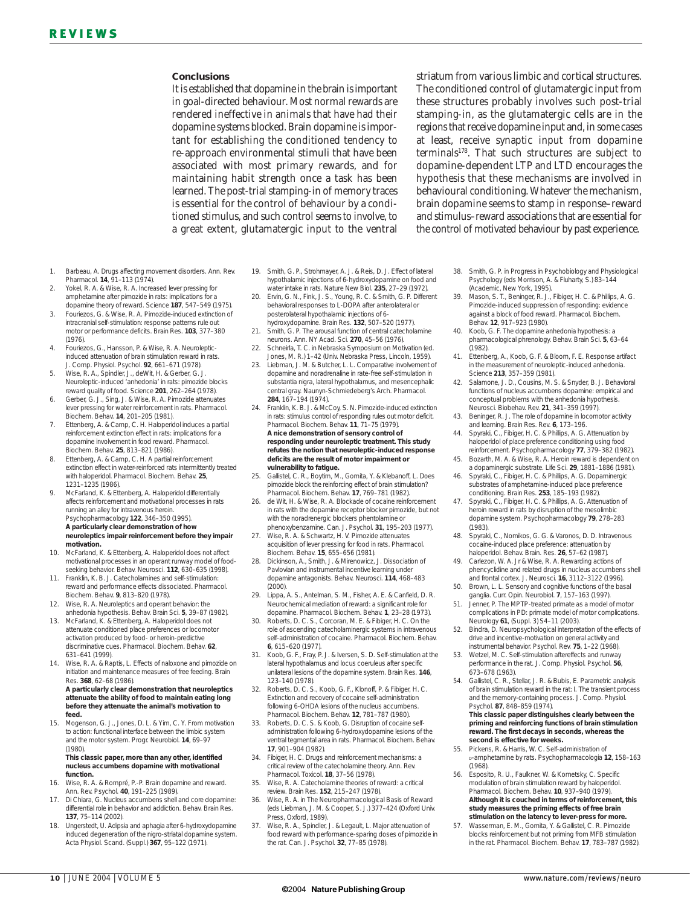## Conclusions

It is established that dopamine in the brain is important in goal-directed behaviour. Most normal rewards are rendered ineffective in animals that have had their dopamine systems blocked. Brain dopamine is important for establishing the conditioned tendency to re-approach environmental stimuli that have been associated with most primary rewards, and for maintaining habit strength once a task has been learned. The post-trial stamping-in of memory traces is essential for the control of behaviour by a conditioned stimulus, and such control seems to involve, to a great extent, glutamatergic input to the ventral striatum from various limbic and cortical structures. The conditioned control of glutamatergic input from these structures probably involves such post-trial stamping-in, as the glutamatergic cells are in the regions that receive dopamine input and, in some cases at least, receive synaptic input from dopamine terminals[178]. That such structures are subject to dopamine-dependent LTP and LTD encourages the hypothesis that these mechanisms are involved in behavioural conditioning. Whatever the mechanism, brain dopamine seems to stamp in response–reward and stimulus–reward associations that are essential for the control of motivated behaviour by past experience.

1. Barbeau, A. Drugs affecting movement disorders. *Ann. Rev. Pharmacol.* **14**, 91–113 (1974).
2. Yokel, R. A. & Wise, R. A. Increased lever pressing for amphetamine after pimozide in rats: implications for a dopamine theory of reward. *Science* **187**, 547–549 (1975).
3. Fouriezos, G. & Wise, R. A. Pimozide-induced extinction of intracranial self-stimulation: response patterns rule out motor or performance deficits. *Brain Res.* **103**, 377–380 (1976).
4. Fouriezos, G., Hansson, P. & Wise, R. A. Neuroleptic-induced attenuation of brain stimulation reward in rats. *J. Comp. Physiol. Psychol.* **92**, 661–671 (1978).
5. Wise, R. A., Spindler, J., deWit, H. & Gerber, G. J. Neuroleptic-induced 'anhedonia' in rats: pimozide blocks reward quality of food. *Science* **201**, 262–264 (1978).
6. Gerber, G. J., Sing, J. & Wise, R. A. Pimozide attenuates lever pressing for water reinforcement in rats. *Pharmacol. Biochem. Behav.* **14**, 201–205 (1981).
7. Ettenberg, A. & Camp, C. H. Haloperidol induces a partial reinforcement extinction effect in rats: implications for a dopamine involvement in food reward. *Pharmacol. Biochem. Behav.* **25**, 813–821 (1986).
8. Ettenberg, A. & Camp, C. H. A partial reinforcement extinction effect in water-reinforced rats intermittently treated with haloperidol. *Pharmacol. Biochem. Behav.* **25**, 1231–1235 (1986).
9. McFarland, K. & Ettenberg, A. Haloperidol differentially affects reinforcement and motivational processes in rats running an alley for intravenous heroin. *Psychopharmacology* **122**, 346–350 (1995).
   **A particularly clear demonstration of how neuroleptics impair reinforcement before they impair motivation.**
10. McFarland, K. & Ettenberg, A. Haloperidol does not affect motivational processes in an operant runway model of food-seeking behavior. *Behav. Neurosci.* **112**, 630–635 (1998).
11. Franklin, K. B. J. Catecholamines and self-stimulation: reward and performance effects dissociated. *Pharmacol. Biochem. Behav.* **9**, 813–820 (1978).
12. Wise, R. A. Neuroleptics and operant behavior: the anhedonia hypothesis. *Behav. Brain Sci.* **5**, 39–87 (1982).
13. McFarland, K. & Ettenberg, A. Haloperidol does not attenuate conditioned place preferences or locomotor activation produced by food- or heroin-predictive discriminative cues. *Pharmacol. Biochem. Behav.* **62**, 631–641 (1999).
14. Wise, R. A. & Raptis, L. Effects of naloxone and pimozide on initiation and maintenance measures of free feeding. *Brain Res.* **368**, 62–68 (1986).
    **A particularly clear demonstration that neuroleptics attenuate the ability of food to maintain eating long before they attenuate the animal's motivation to feed.**
15. Mogenson, G. J., Jones, D. L. & Yim, C. Y. From motivation to action: functional interface between the limbic system and the motor system. *Progr. Neurobiol.* **14**, 69–97 (1980).
    **This classic paper, more than any other, identified nucleus accumbens dopamine with motivational function.**
16. Wise, R. A. & Rompré, P.-P. Brain dopamine and reward. *Ann. Rev. Psychol.* **40**, 191–225 (1989).
17. Di Chiara, G. Nucleus accumbens shell and core dopamine: differential role in behavior and addiction. *Behav. Brain Res.* **137**, 75–114 (2002).
18. Ungerstedt, U. Adipsia and aphagia after 6-hydroxydopamine induced degeneration of the nigro-striatal dopamine system. *Acta Physiol. Scand. (Suppl.)* **367**, 95–122 (1971).
19. Smith, G. P., Strohmayer, A. J. & Reis, D. J. Effect of lateral hypothalamic injections of 6-hydroxydopamine on food and water intake in rats. *Nature New Biol.* **235**, 27–29 (1972).
20. Ervin, G. N., Fink, J. S., Young, R. C. & Smith, G. P. Different behavioral responses to L-DOPA after anterolateral or posterolateral hypothalamic injections of 6-hydroxydopamine. *Brain Res.* **132**, 507–520 (1977).
21. Smith, G. P. The arousal function of central catecholamine neurons. *Ann. NY Acad. Sci.* **270**, 45–56 (1976).
22. Schneirla, T. C. in *Nebraska Symposium on Motivation* (ed. Jones, M. R.) 1–42 (Univ. Nebraska Press, Lincoln, 1959).
23. Liebman, J. M. & Butcher, L. L. Comparative involvement of dopamine and noradrenaline in rate-free self-stimulation in substantia nigra, lateral hypothalamus, and mesencephalic central gray. *Naunyn-Schmiedeberg's Arch. Pharmacol.* **284**, 167–194 (1974).
24. Franklin, K. B. J. & McCoy, S. N. Pimozide-induced extinction in rats: stimulus control of responding rules out motor deficit. *Pharmacol. Biochem. Behav.* **11**, 71–75 (1979).
    **A nice demonstration of sensory control of responding under neuroleptic treatment. This study refutes the notion that neuroleptic-induced response deficits are the result of motor impairment or vulnerability to fatigue.**
25. Gallistel, C. R., Boytim, M., Gomita, Y. & Klebanoff, L. Does pimozide block the reinforcing effect of brain stimulation? *Pharmacol. Biochem. Behav.* **17**, 769–781 (1982).
26. de Wit, H. & Wise, R. A. Blockade of cocaine reinforcement in rats with the dopamine receptor blocker pimozide, but not with the noradrenergic blockers phentolamine or phenoxybenzamine. *Can. J. Psychol.* **31**, 195–203 (1977).
27. Wise, R. A. & Schwartz, H. V. Pimozide attenuates acquisition of lever pressing for food in rats. *Pharmacol. Biochem. Behav.* **15**, 655–656 (1981).
28. Dickinson, A., Smith, J. & Mirenowicz, J. Dissociation of Pavlovian and instrumental incentive learning under dopamine antagonists. *Behav. Neurosci.* **114**, 468–483 (2000).
29. Lippa, A. S., Antelman, S. M., Fisher, A. E. & Canfield, D. R. Neurochemical mediation of reward: a significant role for dopamine. *Pharmacol. Biochem. Behav.* **1**, 23–28 (1973).
30. Roberts, D. C. S., Corcoran, M. E. & Fibiger, H. C. On the role of ascending catecholaminergic systems in intravenous self-administration of cocaine. *Pharmacol. Biochem. Behav.* **6**, 615–620 (1977).
31. Koob, G. F., Fray, P. J. & Iversen, S. D. Self-stimulation at the lateral hypothalamus and locus coeruleus after specific unilateral lesions of the dopamine system. *Brain Res.* **146**, 123–140 (1978).
32. Roberts, D. C. S., Koob, G. F., Klonoff, P. & Fibiger, H. C. Extinction and recovery of cocaine self-administration following 6-OHDA lesions of the nucleus accumbens. *Pharmacol. Biochem. Behav.* **12**, 781–787 (1980).
33. Roberts, D. C. S. & Koob, G. F. Disruption of cocaine self-administration following 6-hydroxydopamine lesions of the ventral tegmental area in rats. *Pharmacol. Biochem. Behav.* **17**, 901–904 (1982).
34. Fibiger, H. C. Drugs and reinforcement mechanisms: a critical review of the catecholamine theory. *Ann. Rev. Pharmacol. Toxicol.* **18**, 37–56 (1978).
35. Wise, R. A. Catecholamine theories of reward: a critical review. *Brain Res.* **152**, 215–247 (1978).
36. Wise, R. A. in *The Neuropharmacological Basis of Reward* (eds Liebman, J. M. & Cooper, S. J.) 377–424 (Oxford Univ. Press, Oxford, 1989).
37. Wise, R. A., Spindler, J. & Legault, L. Major attenuation of food reward with performance-sparing doses of pimozide in the rat. *Can. J. Psychol.* **32**, 77–85 (1978).
38. Smith, G. P. in *Progress in Psychobiology and Physiological Psychology* (eds Morrison, A. & Fluharty, S.) 83–144 (Academic, New York, 1995).
39. Mason, S. T., Beninger, R. J., Fibiger, H. C. & Phillips, A. G. Pimozide-induced suppression of responding: evidence against a block of food reward. *Pharmacol. Biochem. Behav.* **12**, 917–923 (1980).
40. Koob, G. F. The dopamine anhedonia hypothesis: a pharmacological phrenology. *Behav. Brain Sci.* **5**, 63–64 (1982).
41. Ettenberg, A., Koob, G. F. & Bloom, F. E. Response artifact in the measurement of neuroleptic-induced anhedonia. *Science* **213**, 357–359 (1981).
42. Salamone, J. D., Cousins, M. S. & Snyder, B. J. Behavioral functions of nucleus accumbens dopamine: empirical and conceptual problems with the anhedonia hypothesis. *Neurosci. Biobehav. Rev.* **21**, 341–359 (1997).
43. Beninger, R. J. The role of dopamine in locomotor activity and learning. *Brain Res. Rev.* **6**, 173–196.
44. Spyraki, C., Fibiger, H. C. & Phillips, A. G. Attenuation by haloperidol of place preference conditioning using food reinforcement. *Psychopharmacology* **77**, 379–382 (1982).
45. Bozarth, M. A. & Wise, R. A. Heroin reward is dependent on a dopaminergic substrate. *Life Sci.* **29**, 1881–1886 (1981).
46. Spyraki, C., Fibiger, H. C. & Phillips, A. G. Dopaminergic substrates of amphetamine-induced place preference conditioning. *Brain Res.* **253**, 185–193 (1982).
47. Spyraki, C., Fibiger, H. C. & Phillips, A. G. Attenuation of heroin reward in rats by disruption of the mesolimbic dopamine system. *Psychopharmacology* **79**, 278–283 (1983).
48. Spyraki, C., Nomikos, G. G. & Varonos, D. D. Intravenous cocaine-induced place preference: attenuation by haloperidol. *Behav. Brain. Res.* **26**, 57–62 (1987).
49. Carlezon, W. A. Jr & Wise, R. A. Rewarding actions of phencyclidine and related drugs in nucleus accumbens shell and frontal cortex. *J. Neurosci.* **16**, 3112–3122 (1996).
50. Brown, L. L. Sensory and cognitive functions of the basal ganglia. *Curr. Opin. Neurobiol.* **7**, 157–163 (1997).
51. Jenner, P. The MPTP-treated primate as a model of motor complications in PD: primate model of motor complications. *Neurology* **61**, (Suppl. 3) S4–11 (2003).
52. Bindra, D. Neuropsychological interpretation of the effects of drive and incentive-motivation on general activity and instrumental behavior. *Psychol. Rev.* **75**, 1–22 (1968).
53. Wetzel, M. C. Self-stimulation aftereffects and runway performance in the rat. *J. Comp. Physiol. Psychol.* **56**, 673–678 (1963).
54. Gallistel, C. R., Stellar, J. R. & Bubis, E. Parametric analysis of brain stimulation reward in the rat: I. The transient process and the memory-containing process. *J. Comp. Physiol. Psychol.* **87**, 848–859 (1974).
    **This classic paper distinguishes clearly between the priming and reinforcing functions of brain stimulation reward. The first decays in seconds, whereas the second is effective for weeks.**
55. Pickens, R. & Harris, W. C. Self-administration of D-amphetamine by rats. *Psychopharmacologia* **12**, 158–163 (1968).
56. Esposito, R. U., Faulkner, W. & Kornetsky, C. Specific modulation of brain stimulation reward by haloperidol. *Pharmacol. Biochem. Behav.* **10**, 937–940 (1979).
    **Although it is couched in terms of reinforcement, this study measures the priming effects of free brain stimulation on the latency to lever-press for more.**
57. Wasserman, E. M., Gomita, Y. & Gallistel, C. R. Pimozide blocks reinforcement but not priming from MFB stimulation in the rat. *Pharmacol. Biochem. Behav.* **17**, 783–787 (1982).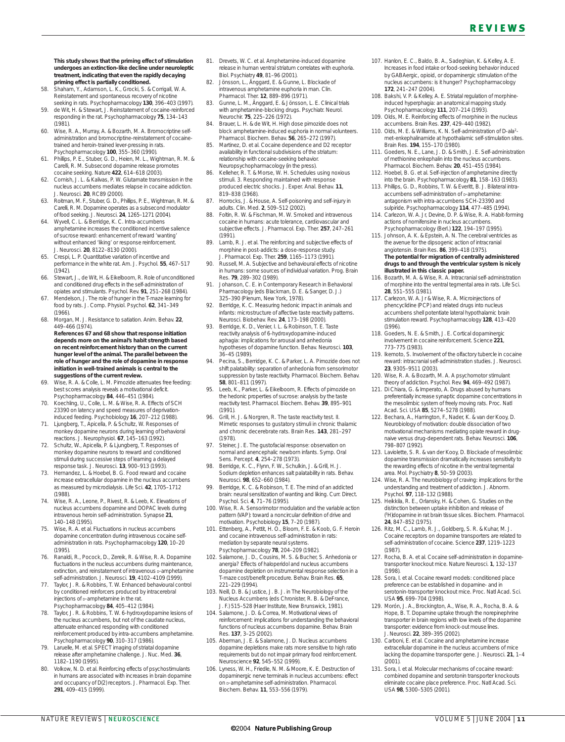**This study shows that the priming effect of stimulation undergoes an extinction-like decline under neuroleptic treatment, indicating that even the rapidly decaying priming effect is partially conditioned.**

58. Shaham, Y., Adamson, L. K., Grocki, S. & Corrigall, W. A. Reinstatement and spontaneous recovery of nicotine seeking in rats. Psychopharmacology **130**, 396–403 (1997).
59. de Wit, H. & Stewart, J. Reinstatement of cocaine-reinforced responding in the rat. Psychopharmacology **75**, 134–143 (1981).
60. Wise, R. A., Murray, A. & Bozarth, M. A. Bromocriptine self-administration and bromocriptine-reinstatement of cocaine-trained and heroin-trained lever-pressing in rats. Psychopharmacology **100**, 355–360 (1990).
61. Phillips, P. E., Stuber, G. D., Heien, M. L., Wightman, R. M. & Carelli, R. M. Subsecond dopamine release promotes cocaine seeking. Nature **422**, 614–618 (2003).
62. Cornish, J. L. & Kalivas, P. W. Glutamate transmission in the nucleus accumbens mediates relapse in cocaine addiction. J. Neurosci. **20**, RC89 (2000).
63. Roitman, M. F., Stuber, G. D., Phillips, P. E., Wightman, R. M. & Carelli, R. M. Dopamine operates as a subsecond modulator of food seeking. J. Neurosci. **24**, 1265–1271 (2004).
64. Wyvell, C. L. & Berridge, K. C. Intra-accumbens amphetamine increases the conditioned incentive salience of sucrose reward: enhancement of reward 'wanting' without enhanced 'liking' or response reinforcement. J. Neurosci. **20**, 8122–8130 (2000).
65. Crespi, L. P. Quantitative variation of incentive and performance in the white rat. Am. J. Psychol. **55**, 467–517 (1942).
66. Stewart, J., de Wit, H. & Eikelboom, R. Role of unconditioned and conditioned drug effects in the self-administration of opiates and stimulants. Psychol. Rev. **91**, 251–268 (1984).
67. Mendelson, J. The role of hunger in the T-maze learning for food by rats. J. Comp. Physiol. Psychol. **62**, 341–349 (1966).
68. Morgan, M. J. Resistance to satiation. Anim. Behav. **22**, 449–466 (1974).
**References 67 and 68 show that response initiation depends more on the animal's habit strength based on recent reinforcement history than on the current hunger level of the animal. The parallel between the role of hunger and the role of dopamine in response initiation in well-trained animals is central to the suggestions of the current review.**
69. Wise, R. A. & Colle, L. M. Pimozide attenuates free feeding: best scores analysis reveals a motivational deficit. Psychopharmacology **84**, 446–451 (1984).
70. Koechling, U., Colle, L. M. & Wise, R. A. Effects of SCH 23390 on latency and speed measures of deprivation-induced feeding. Psychobiology **16**, 207–212 (1988).
71. Ljungberg, T., Apicella, P. & Schultz, W. Responses of monkey dopamine neurons during learning of behavioral reactions. J. Neurophysiol. **67**, 145–163 (1992).
72. Schultz, W., Apicella, P. & Ljungberg, T. Responses of monkey dopamine neurons to reward and conditioned stimuli during successive steps of learning a delayed response task. J. Neurosci. **13**, 900–913 (1993).
73. Hernandez, L. & Hoebel, B. G. Food reward and cocaine increase extracellular dopamine in the nucleus accumbens as measured by microdialysis. Life Sci. **42**, 1705–1712 (1988).
74. Wise, R. A., Leone, P., Rivest, R. & Leeb, K. Elevations of nucleus accumbens dopamine and DOPAC levels during intravenous heroin self-administration. Synapse **21**, 140–148 (1995).
75. Wise, R. A. et al. Fluctuations in nucleus accumbens dopamine concentration during intravenous cocaine self-administration in rats. Psychopharmacology **120**, 10–20 (1995).
76. Ranaldi, R., Pocock, D., Zereik, R. & Wise, R. A. Dopamine fluctuations in the nucleus accumbens during maintenance, extinction, and reinstatement of intravenous D-amphetamine self-administration. J. Neurosci. **19**, 4102–4109 (1999).
77. Taylor, J. R. & Robbins, T. W. Enhanced behavioural control by conditioned reinforcers produced by intracerebral injections of D-amphetamine in the rat. Psychopharmacology **84**, 405–412 (1984).
78. Taylor, J. R. & Robbins, T. W. 6-hydroxydopamine lesions of the nucleus accumbens, but not of the caudate nucleus, attenuate enhanced responding with conditioned reinforcement produced by intra-accumbens amphetamine. Psychopharmacology **90**, 310–317 (1986).
79. Laruelle, M. et al. SPECT imaging of striatal dopamine release after amphetamine challenge. J. Nuc. Med. **36**, 1182–1190 (1995).
80. Volkow, N. D. et al. Reinforcing effects of psychostimulants in humans are associated with increases in brain dopamine and occupancy of D(2) receptors. J. Pharmacol. Exp. Ther. **291**, 409–415 (1999).
81. Drevets, W. C. et al. Amphetamine-induced dopamine release in human ventral striatum correlates with euphoria. Biol. Psychiatry **49**, 81–96 (2001).
82. Jönsson, L., Änggard, E. & Gunne, L. Blockade of intravenous amphetamine euphoria in man. Clin. Pharmacol. Ther. **12**, 889–896 (1971).
83. Gunne, L. M., Änggard, E. & Jönsson, L. E. Clinical trials with amphetamine-blocking drugs. Psychiatr. Neurol. Neurochir. **75**, 225–226 (1972).
84. Brauer, L. H. & de Wit, H. High dose pimozide does not block amphetamine-induced euphoria in normal volunteers. Pharmacol. Biochem. Behav. **56**, 265–272 (1997).
85. Martinez, D. et al. Cocaine dependence and D2 receptor availability in functional subdivisions of the striatum: relationship with cocaine-seeking behavior. Neuropsychopharmacology (in the press).
86. Kelleher, R. T. & Morse, W. H. Schedules using noxious stimuli. 3. Responding maintained with response produced electric shocks. J. Exper. Anal. Behav. **11**, 819–838 (1968).
87. Horrocks, J. & House, A. Self-poisoning and self-injury in adults. Clin. Med. **2**, 509–512 (2002).
88. Foltin, R. W. & Fischman, M. W. Smoked and intravenous cocaine in humans: acute tolerance, cardiovascular and subjective effects. J. Pharmacol. Exp. Ther. **257**, 247–261 (1991).
89. Lamb, R. J. et al. The reinforcing and subjective effects of morphine in post-addicts: a dose-response study. J. Pharmacol. Exp. Ther. **259**, 1165–1173 (1991).
90. Russell, M. A. Subjective and behavioural effects of nicotine in humans: some sources of individual variation. Prog. Brain Res. **79**, 289–302 (1989).
91. Johanson, C. E. in Contemporary Research in Behavioral Pharmacology (eds Blackman, D. E. & Sanger, D. J.) 325–390 (Plenum, New York, 1978).
92. Berridge, K. C. Measuring hedonic impact in animals and infants: microstructure of affective taste reactivity patterns. Neurosci. Biobehav. Rev. **24**, 173–198 (2000).
93. Berridge, K. D., Venier, I. L. & Robinson, T. E. Taste reactivity analysis of 6-hydroxydopamine-induced aphagia: implications for arousal and anhedonia hypotheses of dopamine function. Behav. Neurosci. **103**, 36–45 (1989).
94. Pecina, S., Berridge, K. C. & Parker, L. A. Pimozide does not shift palatability: separation of anhedonia from sensorimotor suppression by taste reactivity. Pharmacol. Biochem. Behav. **58**, 801–811 (1997).
95. Leeb, K., Parker, L. & Eikelboom, R. Effects of pimozide on the hedonic properties of sucrose: analysis by the taste reactivity test. Pharmacol. Biochem. Behav. **39**, 895–901 (1991).
96. Grill, H. J. & Norgren, R. The taste reactivity test. II. Mimetic responses to gustatory stimuli in chronic thalamic and chronic decerebrate rats. Brain Res. **143**, 281–297 (1978).
97. Steiner, J. E. The gustofacial response: observation on normal and anencephalic newborn infants. Symp. Oral Sens. Percept. **4**, 254–278 (1973).
98. Berridge, K. C., Flynn, F. W., Schulkin, J. & Grill, H. J. Sodium depletion enhances salt palatability in rats. Behav. Neurosci. **98**, 652–660 (1984).
99. Berridge, K. C. & Robinson, T. E. The mind of an addicted brain: neural sensitization of wanting and liking. Curr. Direct. Psychol. Sci. **4**, 71–76 (1995).
100. Wise, R. A. Sensorimotor modulation and the variable action pattern (VAP): toward a noncircular definition of drive and motivation. Psychobiology **15**, 7–20 (1987).
101. Ettenberg, A., Pettit, H. O., Bloom, F. E. & Koob, G. F. Heroin and cocaine intravenous self-administration in rats: mediation by separate neural systems. Psychopharmacology **78**, 204–209 (1982).
102. Salamone, J. D., Cousins, M. S. & Bucher, S. Anhedonia or anergia? Effects of haloperidol and nucleus accumbens dopamine depletion on instrumental response selection in a T-maze cost/benefit procedure. Behav. Brain Res. **65**, 221–229 (1994).
103. Neill, D. B. & Justice, J. B. J. in The Neurobiology of the Nucleus Accumbens (eds Chronister, R. B. & DeFrance, J. F.) 515–528 (Haer Institute, New Brunswick, 1981).
104. Salamone, J. D. & Correa, M. Motivational views of reinforcement: implications for understanding the behavioral functions of nucleus accumbens dopamine. Behav. Brain Res. **137**, 3–25 (2002).
105. Aberman, J. E. & Salamone, J. D. Nucleus accumbens dopamine depletions make rats more sensitive to high ratio requirements but do not impair primary food reinforcement. Neuroscience **92**, 545–552 (1999).
106. Lyness, W. H., Friedle, N. M. & Moore, K. E. Destruction of dopaminergic nerve terminals in nucleus accumbens: effect on D-amphetamine self-administration. Pharmacol. Biochem. Behav. **11**, 553–556 (1979).
107. Hanlon, E. C., Baldo, B. A., Sadeghian, K. & Kelley, A. E. Increases in food intake or food-seeking behavior induced by GABAergic, opioid, or dopaminergic stimulation of the nucleus accumbens: is it hunger? Psychopharmacology **172**, 241–247 (2004).
108. Bakshi, V. P. & Kelley, A. E. Striatal regulation of morphine-induced hyperphagia: an anatomical mapping study. Psychopharmacology **111**, 207–214 (1993).
109. Olds, M. E. Reinforcing effects of morphine in the nucleus accumbens. Brain Res. **237**, 429–440 (1982).
110. Olds, M. E. & Williams, K. N. Self-administration of D-ala[2]-met-enkephalinamide at hypothalamic self-stimulation sites. Brain Res. **194**, 155–170 (1980).
111. Goeders, N. E., Lane, J. D. & Smith, J. E. Self-administration of methionine enkephalin into the nucleus accumbens. Pharmacol. Biochem. Behav. **20**, 451–455 (1984).
112. Hoebel, B. G. et al. Self-injection of amphetamine directly into the brain. Psychopharmacology **81**, 158–163 (1983).
113. Phillips, G. D., Robbins, T. W. & Everitt, B. J. Bilateral intra-accumbens self-administration of D-amphetamine: antagonism with intra-accumbens SCH-23390 and sulpiride. Psychopharmacology **114**, 477–485 (1994).
114. Carlezon, W. A. Jr, Devine, D. P. & Wise, R. A. Habit-forming actions of nomifensine in nucleus accumbens. Psychopharmacology (Berl.) **122**, 194–197 (1995).
115. Johnson, A. K. & Epstein, A. N. The cerebral ventricles as the avenue for the dipsogenic action of intracranial angiotensin. Brain Res. **86**, 399–418 (1975).
**The potential for migration of centrally administered drugs to and through the ventricular system is nicely illustrated in this classic paper.**
116. Bozarth, M. A. & Wise, R. A. Intracranial self-administration of morphine into the ventral tegmental area in rats. Life Sci. **28**, 551–555 (1981).
117. Carlezon, W. A. Jr & Wise, R. A. Microinjections of phencyclidine (PCP) and related drugs into nucleus accumbens shell potentiate lateral hypothalamic brain stimulation reward. Psychopharmacology **128**, 413–420 (1996).
118. Goeders, N. E. & Smith, J. E. Cortical dopaminergic involvement in cocaine reinforcement. Science **221**, 773–775 (1983).
119. Ikemoto, S. Involvement of the olfactory tubercle in cocaine reward: intracranial self-administration studies. J. Neurosci. **23**, 9305–9511 (2003).
120. Wise, R. A. & Bozarth, M. A. A psychomotor stimulant theory of addiction. Psychol. Rev. **94**, 469–492 (1987).
121. Di Chiara, G. & Imperato, A. Drugs abused by humans preferentially increase synaptic dopamine concentrations in the mesolimbic system of freely moving rats. Proc. Natl Acad. Sci. USA **85**, 5274–5278 (1988).
122. Bechara, A., Harrington, F., Nader, K. & van der Kooy, D. Neurobiology of motivation: double dissociation of two motivational mechanisms mediating opiate reward in drug-naive versus drug-dependent rats. Behav. Neurosci. **106**, 798–807 (1992).
123. Laviolette, S. R. & van der Kooy, D. Blockade of mesolimbic dopamine transmission dramatically increases sensitivity to the rewarding effects of nicotine in the ventral tegmental area. Mol. Psychiatry **8**, 50–59 (2003).
124. Wise, R. A. The neurobiology of craving: implications for the understanding and treatment of addiction. J. Abnorm. Psychol. **97**, 118–132 (1988).
125. Heikkila, R. E., Orlansky, H. & Cohen, G. Studies on the distinction between uptake inhibition and release of ($^{3}$H)dopamine in rat brain tissue slices. Biochem. Pharmacol. **24**, 847–852 (1975).
126. Ritz, M. C., Lamb, R. J., Goldberg, S. R. & Kuhar, M. J. Cocaine receptors on dopamine transporters are related to self-administration of cocaine. Science **237**, 1219–1223 (1987).
127. Rocha, B. A. et al. Cocaine self-administration in dopamine-transporter knockout mice. Nature Neurosci. **1**, 132–137 (1998).
128. Sora, I. et al. Cocaine reward models: conditioned place preference can be established in dopamine- and in serotonin-transporter knockout mice. Proc. Natl Acad. Sci. USA **95**, 699–704 (1998).
129. Morón, J. A., Brockington, A., Wise, R. A., Rocha, B. A. & Hope, B. T. Dopamine uptake through the norepinephrine transporter in brain regions with low levels of the dopamine transporter: evidence from knock-out mouse lines. J. Neurosci. **22**, 389–395 (2002).
130. Carboni, E. et al. Cocaine and amphetamine increase extracellular dopamine in the nucleus accumbens of mice lacking the dopamine transporter gene. J. Neurosci. **21**, 1–4 (2001).
131. Sora, I. et al. Molecular mechanisms of cocaine reward: combined dopamine and serotonin transporter knockouts eliminate cocaine place preference. Proc. Natl Acad. Sci. USA **98**, 5300–5305 (2001).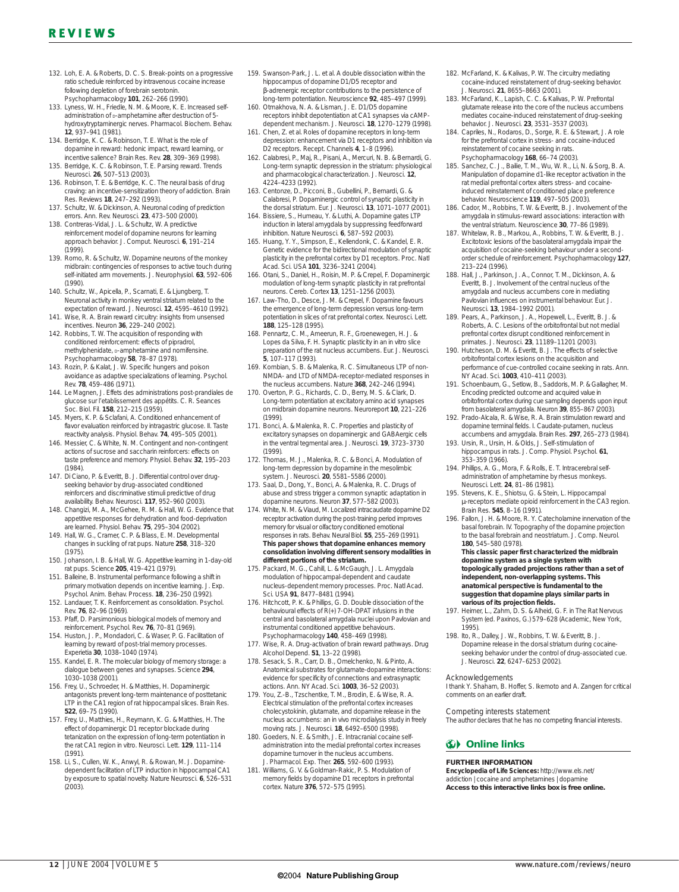132. Loh, E. A. & Roberts, D. C. S. Break-points on a progressive ratio schedule reinforced by intravenous cocaine increase following depletion of forebrain serotonin. Psychopharmacology **101**, 262–266 (1990).
133. Lyness, W. H., Friedle, N. M. & Moore, K. E. Increased self-administration of D-amphetamine after destruction of 5-hydroxytryptaminergic nerves. Pharmacol. Biochem. Behav. **12**, 937–941 (1981).
134. Berridge, K. C. & Robinson, T. E. What is the role of dopamine in reward: hedonic impact, reward learning, or incentive salience? Brain Res. Rev. **28**, 309–369 (1998).
135. Berridge, K. C. & Robinson, T. E. Parsing reward. Trends Neurosci. **26**, 507–513 (2003).
136. Robinson, T. E. & Berridge, K. C. The neural basis of drug craving: an incentive-sensitization theory of addiction. Brain Res. Reviews **18**, 247–292 (1993).
137. Schultz, W. & Dickinson, A. Neuronal coding of prediction errors. Ann. Rev. Neurosci. **23**, 473–500 (2000).
138. Contreras-Vidal, J. L. & Schultz, W. A predictive reinforcement model of dopamine neurons for learning approach behavior. J. Comput. Neurosci. **6**, 191–214 (1999).
139. Romo, R. & Schultz, W. Dopamine neurons of the monkey midbrain: contingencies of responses to active touch during self-initiated arm movements. J. Neurophysiol. **63**, 592–606 (1990).
140. Schultz, W., Apicella, P., Scarnati, E. & Ljungberg, T. Neuronal activity in monkey ventral striatum related to the expectation of reward. J. Neurosci. **12**, 4595–4610 (1992).
141. Wise, R. A. Brain reward circuitry: insights from unsensed incentives. Neuron **36**, 229–240 (2002).
142. Robbins, T. W. The acquisition of responding with conditioned reinforcement: effects of pipradrol, methylphenidate, D-amphetamine and nomifensine. Psychopharmacology **58**, 78–87 (1978).
143. Rozin, P. & Kalat, J. W. Specific hungers and poison avoidance as adaptive specializations of learning. Psychol. Rev. **78**, 459–486 (1971).
144. Le Magnen, J. Effets des administrations post-prandiales de glucose sur l'etablissement des appétits. C. R. Seances Soc. Biol. Fil. **158**, 212–215 (1959).
145. Myers, K. P. & Sclafani, A. Conditioned enhancement of flavor evaluation reinforced by intragastric glucose. II. Taste reactivity analysis. Physiol. Behav. **74**, 495–505 (2001).
146. Messier, C. & White, N. M. Contingent and non-contingent actions of sucrose and saccharin reinforcers: effects on taste preference and memory. Physiol. Behav. **32**, 195–203 (1984).
147. Di Ciano, P. & Everitt, B. J. Differential control over drug-seeking behavior by drug-associated conditioned reinforcers and discriminative stimuli predictive of drug availability. Behav. Neurosci. **117**, 952–960 (2003).
148. Changizi, M. A., McGehee, R. M. & Hall, W. G. Evidence that appetitive responses for dehydration and food-deprivation are learned. Physiol. Behav. **75**, 295–304 (2002).
149. Hall, W. G., Cramer, C. P. & Blass, E. M. Developmental changes in suckling of rat pups. Nature **258**, 318–320 (1975).
150. Johanson, I. B. & Hall, W. G. Appetitive learning in 1-day-old rat pups. Science **205**, 419–421 (1979).
151. Balleine, B. Instrumental performance following a shift in primary motivation depends on incentive learning. J. Exp. Psychol. Anim. Behav. Process. **18**, 236–250 (1992).
152. Landauer, T. K. Reinforcement as consolidation. Psychol. Rev. **76**, 82–96 (1969).
153. Pfaff, D. Parsimonious biological models of memory and reinforcement. Psychol. Rev. **76**, 70–81 (1969).
154. Huston, J. P., Mondadori, C. & Waser, P. G. Facilitation of learning by reward of post-trial memory processes. Experietia **30**, 1038–1040 (1974).
155. Kandel, E. R. The molecular biology of memory storage: a dialogue between genes and synapses. Science **294**, 1030–1038 (2001).
156. Frey, U., Schroeder, H. & Matthies, H. Dopaminergic antagonists prevent long-term maintenance of posttetanic LTP in the CA1 region of rat hippocampal slices. Brain Res. **522**, 69–75 (1990).
157. Frey, U., Matthies, H., Reymann, K. G. & Matthies, H. The effect of dopaminergic D1 receptor blockade during tetanization on the expression of long-term potentiation in the rat CA1 region in vitro. Neurosci. Lett. **129**, 111–114 (1991).
158. Li, S., Cullen, W. K., Anwyl, R. & Rowan, M. J. Dopamine-dependent facilitation of LTP induction in hippocampal CA1 by exposure to spatial novelty. Nature Neurosci. **6**, 526–531 (2003).
159. Swanson-Park, J. L. et al. A double dissociation within the hippocampus of dopamine D1/D5 receptor and β-adrenergic receptor contributions to the persistence of long-term potentiation. Neuroscience **92**, 485–497 (1999).
160. Otmakhova, N. A. & Lisman, J. E. D1/D5 dopamine receptors inhibit depotentiation at CA1 synapses via cAMP-dependent mechanism. J. Neurosci. **18**, 1270–1279 (1998).
161. Chen, Z. et al. Roles of dopamine receptors in long-term depression: enhancement via D1 receptors and inhibition via D2 receptors. Recept. Channels **4**, 1–8 (1996).
162. Calabresi, P., Maj, R., Pisani, A., Mercuri, N. B. & Bernardi, G. Long-term synaptic depression in the striatum: physiological and pharmacological characterization. J. Neurosci. **12**, 4224–4233 (1992).
163. Centonze, D., Picconi, B., Gubellini, P., Bernardi, G. & Calabresi, P. Dopaminergic control of synaptic plasticity in the dorsal striatum. Eur. J. Neurosci. **13**, 1071–1077 (2001).
164. Bissiere, S., Humeau, Y. & Luthi, A. Dopamine gates LTP induction in lateral amygdala by suppressing feedforward inhibition. Nature Neurosci. **6**, 587–592 (2003).
165. Huang, Y. Y., Simpson, E., Kellendonk, C. & Kandel, E. R. Genetic evidence for the bidirectional modulation of synaptic plasticity in the prefrontal cortex by D1 receptors. Proc. Natl Acad. Sci. USA **101**, 3236–3241 (2004).
166. Otani, S., Daniel, H., Roisin, M. P. & Crepel, F. Dopaminergic modulation of long-term synaptic plasticity in rat prefrontal neurons. Cereb. Cortex **13**, 1251–1256 (2003).
167. Law-Tho, D., Desce, J. M. & Crepel, F. Dopamine favours the emergence of long-term depression versus long-term potentiation in slices of rat prefrontal cortex. Neurosci. Lett. **188**, 125–128 (1995).
168. Pennartz, C. M., Ameerun, R. F., Groenewegen, H. J. & Lopes da Silva, F. H. Synaptic plasticity in an in vitro slice preparation of the rat nucleus accumbens. Eur. J. Neurosci. **5**, 107–117 (1993).
169. Kombian, S. B. & Malenka, R. C. Simultaneous LTP of non-NMDA- and LTD of NMDA-receptor-mediated responses in the nucleus accumbens. Nature **368**, 242–246 (1994).
170. Overton, P. G., Richards, C. D., Berry, M. S. & Clark, D. Long-term potentiation at excitatory amino acid synapses on midbrain dopamine neurons. Neuroreport **10**, 221–226 (1999).
171. Bonci, A. & Malenka, R. C. Properties and plasticity of excitatory synapses on dopaminergic and GABAergic cells in the ventral tegmental area. J. Neurosci. **19**, 3723–3730 (1999).
172. Thomas, M. J., Malenka, R. C. & Bonci, A. Modulation of long-term depression by dopamine in the mesolimbic system. J. Neurosci. **20**, 5581–5586 (2000).
173. Saal, D., Dong, Y., Bonci, A. & Malenka, R. C. Drugs of abuse and stress trigger a common synaptic adaptation in dopamine neurons. Neuron **37**, 577–582 (2003).
174. White, N. M. & Viaud, M. Localized intracaudate dopamine D2 receptor activation during the post-training period improves memory for visual or olfactory conditioned emotional responses in rats. Behav. Neural Biol. **55**, 255–269 (1991). **This paper shows that dopamine enhances memory consolidation involving different sensory modalities in different portions of the striatum.**
175. Packard, M. G., Cahill, L. & McGaugh, J. L. Amygdala modulation of hippocampal-dependent and caudate nucleus-dependent memory processes. Proc. Natl Acad. Sci. USA **91**, 8477–8481 (1994).
176. Hitchcott, P. K. & Phillips, G. D. Double dissociation of the behavioural effects of R(+) 7-OH-DPAT infusions in the central and basolateral amygdala nuclei upon Pavlovian and instrumental conditioned appetitive behaviours. Psychopharmacology **140**, 458–469 (1998).
177. Wise, R. A. Drug-activation of brain reward pathways. Drug Alcohol Depend. **51**, 13–22 (1998).
178. Sesack, S. R., Carr, D. B., Omelchenko, N. & Pinto, A. Anatomical substrates for glutamate-dopamine interactions: evidence for specificity of connections and extrasynaptic actions. Ann. NY Acad. Sci. **1003**, 36–52 (2003).
179. You, Z.-B., Tzschentke, T. M., Brodin, E. & Wise, R. A. Electrical stimulation of the prefrontal cortex increases cholecystokinin, glutamate, and dopamine release in the nucleus accumbens: an in vivo microdialysis study in freely moving rats. J. Neurosci. **18**, 6492–6500 (1998).
180. Goeders, N. E. & Smith, J. E. Intracranial cocaine self-administration into the medial prefrontal cortex increases dopamine turnover in the nucleus accumbens. J. Pharmacol. Exp. Ther. **265**, 592–600 (1993).
181. Williams, G. V. & Goldman-Rakic, P. S. Modulation of memory fields by dopamine D1 receptors in prefrontal cortex. Nature **376**, 572–575 (1995).
182. McFarland, K. & Kalivas, P. W. The circuitry mediating cocaine-induced reinstatement of drug-seeking behavior. J. Neurosci. **21**, 8655–8663 (2001).
183. McFarland, K., Lapish, C. C. & Kalivas, P. W. Prefrontal glutamate release into the core of the nucleus accumbens mediates cocaine-induced reinstatement of drug-seeking behavior. J. Neurosci. **23**, 3531–3537 (2003).
184. Capriles, N., Rodaros, D., Sorge, R. E. & Stewart, J. A role for the prefrontal cortex in stress- and cocaine-induced reinstatement of cocaine seeking in rats. Psychopharmacology **168**, 66–74 (2003).
185. Sanchez, C. J., Bailie, T. M., Wu, W. R., Li, N. & Sorg, B. A. Manipulation of dopamine d1-like receptor activation in the rat medial prefrontal cortex alters stress- and cocaine-induced reinstatement of conditioned place preference behavior. Neuroscience **119**, 497–505 (2003).
186. Cador, M., Robbins, T. W. & Everitt, B. J. Involvement of the amygdala in stimulus-reward associations: interaction with the ventral striatum. Neuroscience **30**, 77–86 (1989).
187. Whitelaw, R. B., Markou, A., Robbins, T. W. & Everitt, B. J. Excitotoxic lesions of the basolateral amygdala impair the acquisition of cocaine-seeking behaviour under a second-order schedule of reinforcement. Psychopharmacology **127**, 213–224 (1996).
188. Hall, J., Parkinson, J. A., Connor, T. M., Dickinson, A. & Everitt, B. J. Involvement of the central nucleus of the amygdala and nucleus accumbens core in mediating Pavlovian influences on instrumental behaviour. Eur. J. Neurosci. **13**, 1984–1992 (2001).
189. Pears, A., Parkinson, J. A., Hopewell, L., Everitt, B. J. & Roberts, A. C. Lesions of the orbitofrontal but not medial prefrontal cortex disrupt conditioned reinforcement in primates. J. Neurosci. **23**, 11189–11201 (2003).
190. Hutcheson, D. M. & Everitt, B. J. The effects of selective orbitofrontal cortex lesions on the acquisition and performance of cue-controlled cocaine seeking in rats. Ann. NY Acad. Sci. **1003**, 410–411 (2003).
191. Schoenbaum, G., Setlow, B., Saddoris, M. P. & Gallagher, M. Encoding predicted outcome and acquired value in orbitofrontal cortex during cue sampling depends upon input from basolateral amygdala. Neuron **39**, 855–867 (2003).
192. Prado-Alcala, R. & Wise, R. A. Brain stimulation reward and dopamine terminal fields. I. Caudate-putamen, nucleus accumbens and amygdala. Brain Res. **297**, 265–273 (1984).
193. Ursin, R., Ursin, H. & Olds, J. Self-stimulation of hippocampus in rats. J. Comp. Physiol. Psychol. **61**, 353–359 (1966).
194. Phillips, A. G., Mora, F. & Rolls, E. T. Intracerebral self-administration of amphetamine by rhesus monkeys. Neurosci. Lett. **24**, 81–86 (1981).
195. Stevens, K. E., Shiotsu, G. & Stein, L. Hippocampal μ-receptors mediate opioid reinforcement in the CA3 region. Brain Res. **545**, 8–16 (1991).
196. Fallon, J. H. & Moore, R. Y. Catecholamine innervation of the basal forebrain. IV. Topography of the dopamine projection to the basal forebrain and neostriatum. J. Comp. Neurol. **180**, 545–580 (1978). **This classic paper first characterized the midbrain dopamine system as a single system with topologically graded projections rather than a set of independent, non-overlapping systems. This anatomical perspective is fundamental to the suggestion that dopamine plays similar parts in various of its projection fields.**
197. Heimer, L., Zahm, D. S. & Alheid, G. F. in The Rat Nervous System (ed. Paxinos, G.) 579–628 (Academic, New York, 1995).
198. Ito, R., Dalley, J. W., Robbins, T. W. & Everitt, B. J. Dopamine release in the dorsal striatum during cocaine-seeking behavior under the control of drug-associated cue. J. Neurosci. **22**, 6247–6253 (2002).

### Acknowledgements

I thank Y. Shaham, B. Hoffer, S. Ikemoto and A. Zangen for critical comments on an earlier draft.

### Competing interests statement

The author declares that he has no competing financial interests.

## Online links

**FURTHER INFORMATION**

**Encyclopedia of Life Sciences:** http://www.els.net/
addiction | cocaine and amphetamines | dopamine

**Access to this interactive links box is free online.**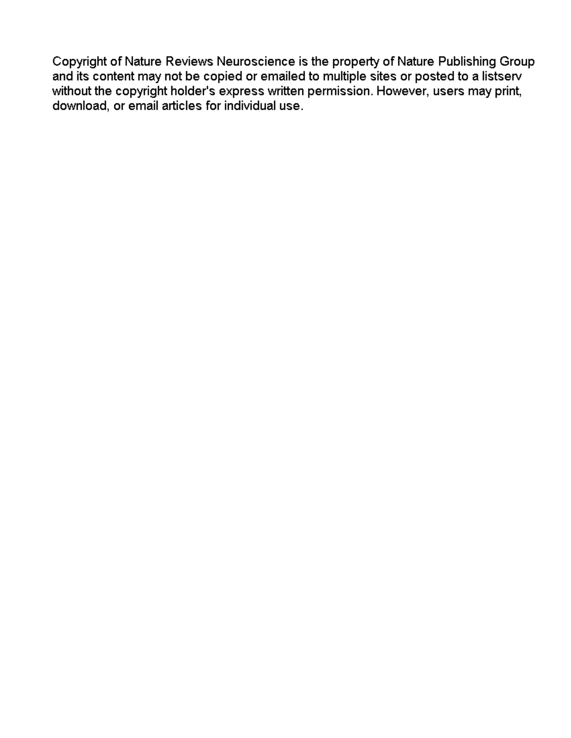Copyright of Nature Reviews Neuroscience is the property of Nature Publishing Group and its content may not be copied or emailed to multiple sites or posted to a listserv without the copyright holder's express written permission. However, users may print, download, or email articles for individual use.